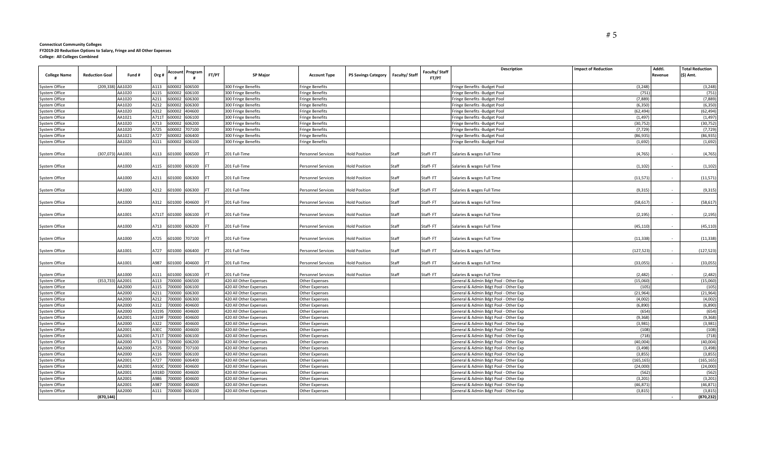**Connecticut Community Colleges**
**FY2019-20 Reduction Options to Salary, Fringe and All Other Expenses**
**College: All Colleges Combined**

| College Name | Reduction Goal | Fund # | Org # | Account # | Program # | FT/PT | SP Major | Account Type | PS Savings Category | Faculty/ Staff | Faculty/ Staff FT/PT | Description | Impact of Reduction | Addtl. Revenue | Total Reduction ($) Amt. |
|---|---|---|---|---|---|---|---|---|---|---|---|---|---|---|---|
| System Office | (209,338) | AA1020 | A113 | 600002 | 606500 | | 300 Fringe Benefits | Fringe Benefits | | | | Fringe Benefits -Budget Pool | (3,248) | | (3,248) |
| System Office | | AA1020 | A115 | 600002 | 606100 | | 300 Fringe Benefits | Fringe Benefits | | | | Fringe Benefits -Budget Pool | (751) | | (751) |
| System Office | | AA1020 | A211 | 600002 | 606300 | | 300 Fringe Benefits | Fringe Benefits | | | | Fringe Benefits -Budget Pool | (7,889) | | (7,889) |
| System Office | | AA1020 | A212 | 600002 | 606300 | | 300 Fringe Benefits | Fringe Benefits | | | | Fringe Benefits -Budget Pool | (6,350) | | (6,350) |
| System Office | | AA1020 | A312 | 600002 | 404600 | | 300 Fringe Benefits | Fringe Benefits | | | | Fringe Benefits -Budget Pool | (62,494) | | (62,494) |
| System Office | | AA1021 | A711T | 600002 | 606100 | | 300 Fringe Benefits | Fringe Benefits | | | | Fringe Benefits -Budget Pool | (1,497) | | (1,497) |
| System Office | | AA1020 | A713 | 600002 | 606200 | | 300 Fringe Benefits | Fringe Benefits | | | | Fringe Benefits -Budget Pool | (30,752) | | (30,752) |
| System Office | | AA1020 | A725 | 600002 | 707100 | | 300 Fringe Benefits | Fringe Benefits | | | | Fringe Benefits -Budget Pool | (7,729) | | (7,729) |
| System Office | | AA1021 | A727 | 600002 | 606400 | | 300 Fringe Benefits | Fringe Benefits | | | | Fringe Benefits -Budget Pool | (86,935) | | (86,935) |
| System Office | | AA1020 | A111 | 600002 | 606100 | | 300 Fringe Benefits | Fringe Benefits | | | | Fringe Benefits -Budget Pool | (1,692) | | (1,692) |
| System Office | (307,073) | AA1001 | A113 | 601000 | 606500 | FT | 201 Full-Time | Personnel Services | Hold Position | Staff | Staff- FT | Salaries & wages Full Time | (4,765) | - | (4,765) |
| System Office | | AA1000 | A115 | 601000 | 606100 | FT | 201 Full-Time | Personnel Services | Hold Position | Staff | Staff- FT | Salaries & wages Full Time | (1,102) | - | (1,102) |
| System Office | | AA1000 | A211 | 601000 | 606300 | FT | 201 Full-Time | Personnel Services | Hold Position | Staff | Staff- FT | Salaries & wages Full Time | (11,571) | - | (11,571) |
| System Office | | AA1000 | A212 | 601000 | 606300 | FT | 201 Full-Time | Personnel Services | Hold Position | Staff | Staff- FT | Salaries & wages Full Time | (9,315) | - | (9,315) |
| System Office | | AA1000 | A312 | 601000 | 404600 | FT | 201 Full-Time | Personnel Services | Hold Position | Staff | Staff- FT | Salaries & wages Full Time | (58,617) | - | (58,617) |
| System Office | | AA1001 | A711T | 601000 | 606100 | FT | 201 Full-Time | Personnel Services | Hold Position | Staff | Staff- FT | Salaries & wages Full Time | (2,195) | - | (2,195) |
| System Office | | AA1000 | A713 | 601000 | 606200 | FT | 201 Full-Time | Personnel Services | Hold Position | Staff | Staff- FT | Salaries & wages Full Time | (45,110) | - | (45,110) |
| System Office | | AA1000 | A725 | 601000 | 707100 | FT | 201 Full-Time | Personnel Services | Hold Position | Staff | Staff- FT | Salaries & wages Full Time | (11,338) | - | (11,338) |
| System Office | | AA1001 | A727 | 601000 | 606400 | FT | 201 Full-Time | Personnel Services | Hold Position | Staff | Staff- FT | Salaries & wages Full Time | (127,523) | - | (127,523) |
| System Office | | AA1001 | A987 | 601000 | 404600 | FT | 201 Full-Time | Personnel Services | Hold Position | Staff | Staff- FT | Salaries & wages Full Time | (33,055) | - | (33,055) |
| System Office | | AA1000 | A111 | 601000 | 606100 | FT | 201 Full-Time | Personnel Services | Hold Position | Staff | Staff- FT | Salaries & wages Full Time | (2,482) | - | (2,482) |
| System Office | (353,733) | AA2001 | A113 | 700000 | 606500 | | 420 All Other Expenses | Other Expenses | | | | General & Admin Bdgt Pool - Other Exp | (15,060) | | (15,060) |
| System Office | | AA2000 | A115 | 700000 | 606100 | | 420 All Other Expenses | Other Expenses | | | | General & Admin Bdgt Pool - Other Exp | (105) | | (105) |
| System Office | | AA2000 | A211 | 700000 | 606300 | | 420 All Other Expenses | Other Expenses | | | | General & Admin Bdgt Pool - Other Exp | (21,964) | | (21,964) |
| System Office | | AA2000 | A212 | 700000 | 606300 | | 420 All Other Expenses | Other Expenses | | | | General & Admin Bdgt Pool - Other Exp | (4,002) | | (4,002) |
| System Office | | AA2000 | A312 | 700000 | 404600 | | 420 All Other Expenses | Other Expenses | | | | General & Admin Bdgt Pool - Other Exp | (6,890) | | (6,890) |
| System Office | | AA2000 | A319S | 700000 | 404600 | | 420 All Other Expenses | Other Expenses | | | | General & Admin Bdgt Pool - Other Exp | (654) | | (654) |
| System Office | | AA2001 | A319F | 700000 | 404600 | | 420 All Other Expenses | Other Expenses | | | | General & Admin Bdgt Pool - Other Exp | (9,368) | | (9,368) |
| System Office | | AA2000 | A322 | 700000 | 404600 | | 420 All Other Expenses | Other Expenses | | | | General & Admin Bdgt Pool - Other Exp | (3,981) | | (3,981) |
| System Office | | AA2001 | A3EC | 700000 | 404600 | | 420 All Other Expenses | Other Expenses | | | | General & Admin Bdgt Pool - Other Exp | (108) | | (108) |
| System Office | | AA2001 | A711T | 700000 | 606100 | | 420 All Other Expenses | Other Expenses | | | | General & Admin Bdgt Pool - Other Exp | (718) | | (718) |
| System Office | | AA2000 | A713 | 700000 | 606200 | | 420 All Other Expenses | Other Expenses | | | | General & Admin Bdgt Pool - Other Exp | (40,004) | | (40,004) |
| System Office | | AA2000 | A725 | 700000 | 707100 | | 420 All Other Expenses | Other Expenses | | | | General & Admin Bdgt Pool - Other Exp | (3,498) | | (3,498) |
| System Office | | AA2000 | A116 | 700000 | 606100 | | 420 All Other Expenses | Other Expenses | | | | General & Admin Bdgt Pool - Other Exp | (3,855) | | (3,855) |
| System Office | | AA2001 | A727 | 700000 | 606400 | | 420 All Other Expenses | Other Expenses | | | | General & Admin Bdgt Pool - Other Exp | (165,165) | | (165,165) |
| System Office | | AA2001 | A910C | 700000 | 404600 | | 420 All Other Expenses | Other Expenses | | | | General & Admin Bdgt Pool - Other Exp | (24,000) | | (24,000) |
| System Office | | AA2001 | A918D | 700000 | 404600 | | 420 All Other Expenses | Other Expenses | | | | General & Admin Bdgt Pool - Other Exp | (562) | | (562) |
| System Office | | AA2001 | A986 | 700000 | 404600 | | 420 All Other Expenses | Other Expenses | | | | General & Admin Bdgt Pool - Other Exp | (3,201) | | (3,201) |
| System Office | | AA2001 | A987 | 700000 | 404600 | | 420 All Other Expenses | Other Expenses | | | | General & Admin Bdgt Pool - Other Exp | (46,871) | | (46,871) |
| System Office | | AA2000 | A111 | 700000 | 606100 | | 420 All Other Expenses | Other Expenses | | | | General & Admin Bdgt Pool - Other Exp | (3,815) | | (3,815) |
| | (870,144) | | | | | | | | | | | | | - | (870,232) |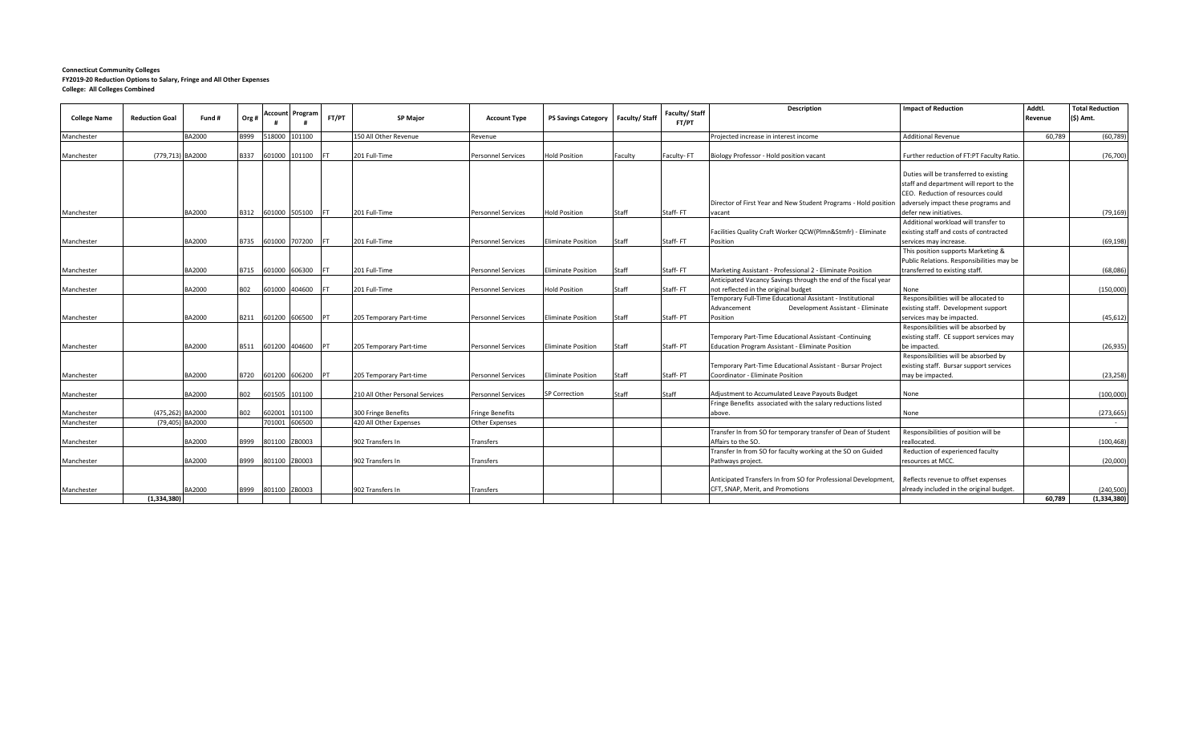**Connecticut Community Colleges**
**FY2019-20 Reduction Options to Salary, Fringe and All Other Expenses**
**College: All Colleges Combined**

| College Name | Reduction Goal | Fund # | Org # | Account # | Program # | FT/PT | SP Major | Account Type | PS Savings Category | Faculty/ Staff | Faculty/ Staff FT/PT | Description | Impact of Reduction | Addtl. Revenue | Total Reduction ($) Amt. |
|---|---|---|---|---|---|---|---|---|---|---|---|---|---|---|---|
| Manchester | | BA2000 | B999 | 518000 | 101100 | | 150 All Other Revenue | Revenue | | | | Projected increase in interest income | Additional Revenue | 60,789 | (60,789) |
| Manchester | (779,713) | BA2000 | B337 | 601000 | 101100 | FT | 201 Full-Time | Personnel Services | Hold Position | Faculty | Faculty- FT | Biology Professor - Hold position vacant | Further reduction of FT:PT Faculty Ratio. | | (76,700) |
| Manchester | | BA2000 | B312 | 601000 | 505100 | FT | 201 Full-Time | Personnel Services | Hold Position | Staff | Staff- FT | Director of First Year and New Student Programs - Hold position vacant | Duties will be transferred to existing staff and department will report to the CEO. Reduction of resources could adversely impact these programs and defer new initiatives. | | (79,169) |
| Manchester | | BA2000 | B735 | 601000 | 707200 | FT | 201 Full-Time | Personnel Services | Eliminate Position | Staff | Staff- FT | Facilities Quality Craft Worker QCW(Plmn&Stmfr) - Eliminate Position | Additional workload will transfer to existing staff and costs of contracted services may increase. | | (69,198) |
| Manchester | | BA2000 | B715 | 601000 | 606300 | FT | 201 Full-Time | Personnel Services | Eliminate Position | Staff | Staff- FT | Marketing Assistant - Professional 2 - Eliminate Position | This position supports Marketing & Public Relations. Responsibilities may be transferred to existing staff. | | (68,086) |
| Manchester | | BA2000 | B02 | 601000 | 404600 | FT | 201 Full-Time | Personnel Services | Hold Position | Staff | Staff- FT | Anticipated Vacancy Savings through the end of the fiscal year not reflected in the original budget | None | | (150,000) |
| Manchester | | BA2000 | B211 | 601200 | 606500 | PT | 205 Temporary Part-time | Personnel Services | Eliminate Position | Staff | Staff- PT | Temporary Full-Time Educational Assistant - Institutional Advancement Development Assistant - Eliminate Position | Responsibilities will be allocated to existing staff. Development support services may be impacted. | | (45,612) |
| Manchester | | BA2000 | B511 | 601200 | 404600 | PT | 205 Temporary Part-time | Personnel Services | Eliminate Position | Staff | Staff- PT | Temporary Part-Time Educational Assistant -Continuing Education Program Assistant - Eliminate Position | Responsibilities will be absorbed by existing staff. CE support services may be impacted. | | (26,935) |
| Manchester | | BA2000 | B720 | 601200 | 606200 | PT | 205 Temporary Part-time | Personnel Services | Eliminate Position | Staff | Staff- PT | Temporary Part-Time Educational Assistant - Bursar Project Coordinator - Eliminate Position | Responsibilities will be absorbed by existing staff. Bursar support services may be impacted. | | (23,258) |
| Manchester | | BA2000 | B02 | 601505 | 101100 | | 210 All Other Personal Services | Personnel Services | SP Correction | Staff | Staff | Adjustment to Accumulated Leave Payouts Budget | None | | (100,000) |
| Manchester | (475,262) | BA2000 | B02 | 602001 | 101100 | | 300 Fringe Benefits | Fringe Benefits | | | | Fringe Benefits associated with the salary reductions listed above. | None | | (273,665) |
| Manchester | (79,405) | BA2000 | | 701001 | 606500 | | 420 All Other Expenses | Other Expenses | | | | | | | - |
| Manchester | | BA2000 | B999 | 801100 | ZB0003 | | 902 Transfers In | Transfers | | | | Transfer In from SO for temporary transfer of Dean of Student Affairs to the SO. | Responsibilities of position will be reallocated. | | (100,468) |
| Manchester | | BA2000 | B999 | 801100 | ZB0003 | | 902 Transfers In | Transfers | | | | Transfer In from SO for faculty working at the SO on Guided Pathways project. | Reduction of experienced faculty resources at MCC. | | (20,000) |
| Manchester | | BA2000 | B999 | 801100 | ZB0003 | | 902 Transfers In | Transfers | | | | Anticipated Transfers In from SO for Professional Development, CFT, SNAP, Merit, and Promotions | Reflects revenue to offset expenses already included in the original budget. | | (240,500) |
| | (1,334,380) | | | | | | | | | | | | | 60,789 | (1,334,380) |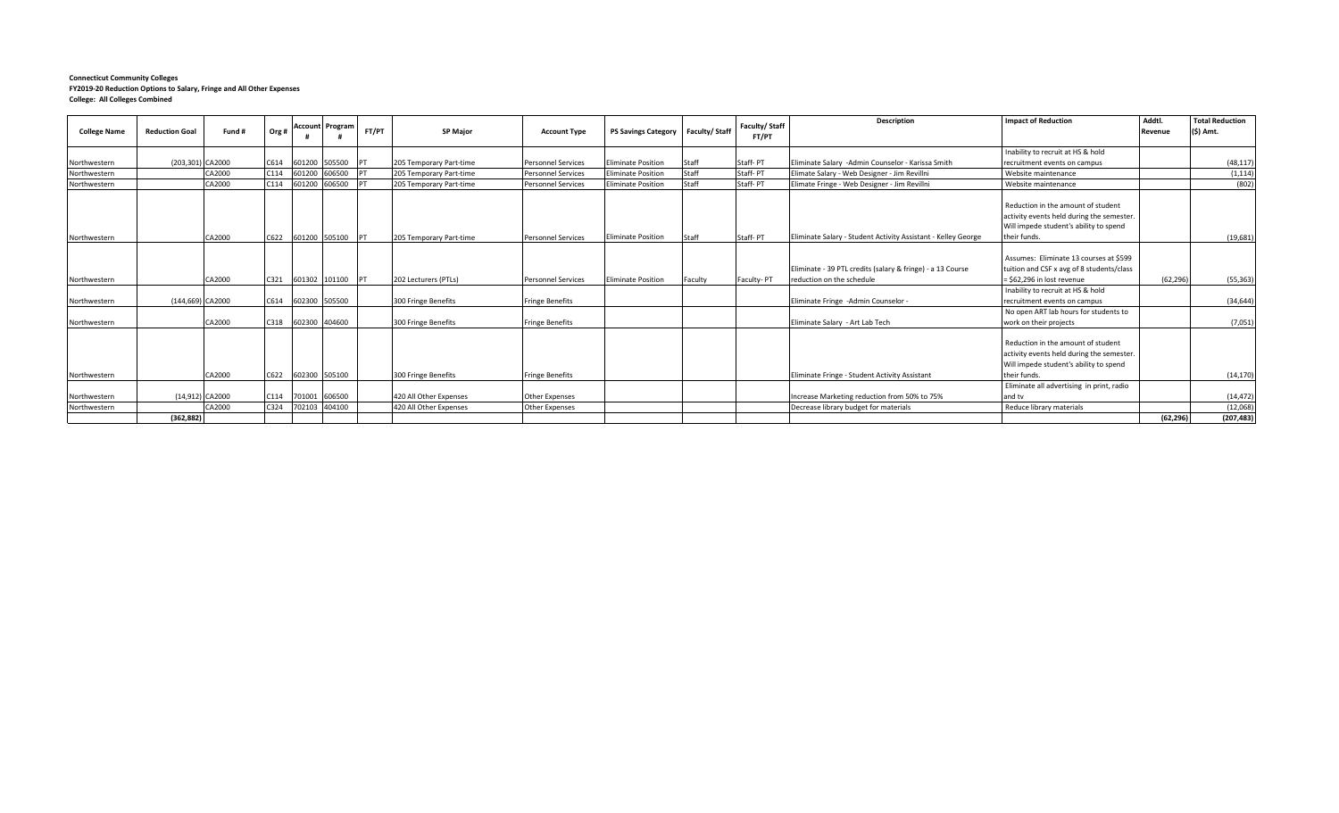**Connecticut Community Colleges**
**FY2019-20 Reduction Options to Salary, Fringe and All Other Expenses**
**College: All Colleges Combined**

| College Name | Reduction Goal | Fund # | Org # | Account # | Program # | FT/PT | SP Major | Account Type | PS Savings Category | Faculty/ Staff | Faculty/ Staff FT/PT | Description | Impact of Reduction | Addtl. Revenue | Total Reduction ($) Amt. |
|---|---|---|---|---|---|---|---|---|---|---|---|---|---|---|---|
| Northwestern | (203,301) | CA2000 | C614 | 601200 | 505500 | PT | 205 Temporary Part-time | Personnel Services | Eliminate Position | Staff | Staff- PT | Eliminate Salary -Admin Counselor - Karissa Smith | Inability to recruit at HS & hold recruitment events on campus | | (48,117) |
| Northwestern | | CA2000 | C114 | 601200 | 606500 | PT | 205 Temporary Part-time | Personnel Services | Eliminate Position | Staff | Staff- PT | Elimate Salary - Web Designer - Jim Revillni | Website maintenance | | (1,114) |
| Northwestern | | CA2000 | C114 | 601200 | 606500 | PT | 205 Temporary Part-time | Personnel Services | Eliminate Position | Staff | Staff- PT | Elimate Fringe - Web Designer - Jim Revillni | Website maintenance | | (802) |
| Northwestern | | CA2000 | C622 | 601200 | 505100 | PT | 205 Temporary Part-time | Personnel Services | Eliminate Position | Staff | Staff- PT | Eliminate Salary - Student Activity Assistant - Kelley George | Reduction in the amount of student activity events held during the semester. Will impede student's ability to spend their funds. | | (19,681) |
| Northwestern | | CA2000 | C321 | 601302 | 101100 | PT | 202 Lecturers (PTLs) | Personnel Services | Eliminate Position | Faculty | Faculty- PT | Eliminate - 39 PTL credits (salary & fringe) - a 13 Course reduction on the schedule | Assumes: Eliminate 13 courses at $599 tuition and CSF x avg of 8 students/class = $62,296 in lost revenue | (62,296) | (55,363) |
| Northwestern | (144,669) | CA2000 | C614 | 602300 | 505500 | | 300 Fringe Benefits | Fringe Benefits | | | | Eliminate Fringe -Admin Counselor - | Inability to recruit at HS & hold recruitment events on campus | | (34,644) |
| Northwestern | | CA2000 | C318 | 602300 | 404600 | | 300 Fringe Benefits | Fringe Benefits | | | | Eliminate Salary - Art Lab Tech | No open ART lab hours for students to work on their projects | | (7,051) |
| Northwestern | | CA2000 | C622 | 602300 | 505100 | | 300 Fringe Benefits | Fringe Benefits | | | | Eliminate Fringe - Student Activity Assistant | Reduction in the amount of student activity events held during the semester. Will impede student's ability to spend their funds. | | (14,170) |
| Northwestern | (14,912) | CA2000 | C114 | 701001 | 606500 | | 420 All Other Expenses | Other Expenses | | | | Increase Marketing reduction from 50% to 75% | Eliminate all advertising in print, radio and tv | | (14,472) |
| Northwestern | | CA2000 | C324 | 702103 | 404100 | | 420 All Other Expenses | Other Expenses | | | | Decrease library budget for materials | Reduce library materials | | (12,068) |
| | **(362,882)** | | | | | | | | | | | | | **(62,296)** | **(207,483)** |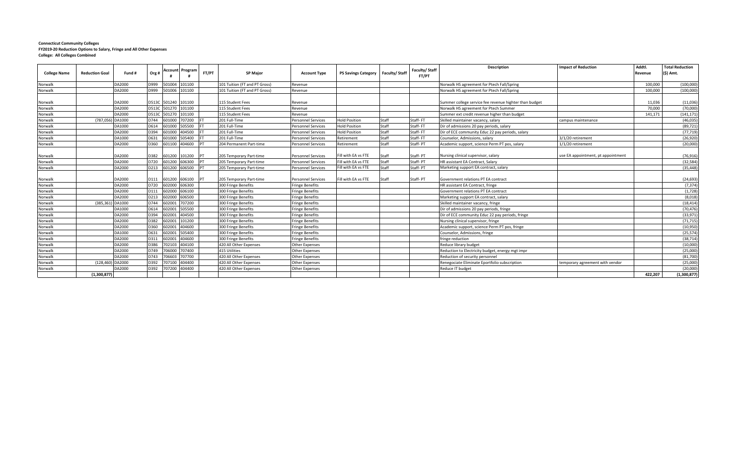**Connecticut Community Colleges**
**FY2019-20 Reduction Options to Salary, Fringe and All Other Expenses**
**College: All Colleges Combined**

| College Name | Reduction Goal | Fund # | Org # | Account # | Program # | FT/PT | SP Major | Account Type | PS Savings Category | Faculty/ Staff | Faculty/ Staff FT/PT | Description | Impact of Reduction | Addtl. Revenue | Total Reduction ($) Amt. |
|---|---|---|---|---|---|---|---|---|---|---|---|---|---|---|---|
| Norwalk | | DA2000 | D999 | 501004 | 101100 | | 101 Tuition (FT and PT Gross) | Revenue | | | | Norwalk HS agreement for Ptech Fall/Spring | | 100,000 | (100,000) |
| Norwalk | | DA2000 | D999 | 501006 | 101100 | | 101 Tuition (FT and PT Gross) | Revenue | | | | Norwalk HS agreement for Ptech Fall/Spring | | 100,000 | (100,000) |
| Norwalk | | DA2000 | D513C | 501240 | 101100 | | 115 Student Fees | Revenue | | | | Summer college service fee revenue highter than budget | | 11,036 | (11,036) |
| Norwalk | | DA2000 | D513C | 501270 | 101100 | | 115 Student Fees | Revenue | | | | Norwalk HS agreement for Ptech Summer | | 70,000 | (70,000) |
| Norwalk | | DA2000 | D513C | 501270 | 101100 | | 115 Student Fees | Revenue | | | | Summer ext credit revenue higher than budget | | 141,171 | (141,171) |
| Norwalk | (787,056) | DA1000 | D744 | 601000 | 707200 | FT | 201 Full-Time | Personnel Services | Hold Position | Staff | Staff- FT | Skilled maintainer vacancy, salary | campus maintenance | | (46,035) |
| Norwalk | | DA1000 | D614 | 601000 | 505500 | FT | 201 Full-Time | Personnel Services | Hold Position | Staff | Staff- FT | Dir of admissions 20 pay periods, salary | | | (89,721) |
| Norwalk | | DA2000 | D394 | 601000 | 404500 | FT | 201 Full-Time | Personnel Services | Hold Position | Staff | Staff- FT | Dir of ECE community Educ 22 pay periods, salary | | | (77,719) |
| Norwalk | | DA1000 | D631 | 601000 | 505400 | FT | 201 Full-Time | Personnel Services | Retirement | Staff | Staff- FT | Counselor, Admissions, salary | 3/1/20 retirement | | (26,920) |
| Norwalk | | DA2000 | D360 | 601100 | 404600 | PT | 204 Permanent Part-time | Personnel Services | Retirement | Staff | Staff- PT | Academic support, science Perm PT pos, salary | 1/1/20 retirement | | (20,000) |
| Norwalk | | DA2000 | D382 | 601200 | 101200 | PT | 205 Temporary Part-time | Personnel Services | Fill with EA vs FTE | Staff | Staff- PT | Nursing clinical supervisor, salary | use EA appointment, pt appointment | | (76,916) |
| Norwalk | | DA2000 | D720 | 601200 | 606300 | PT | 205 Temporary Part-time | Personnel Services | Fill with EA vs FTE | Staff | Staff- PT | HR assistant EA Contract, Salary | | | (32,584) |
| Norwalk | | DA2000 | D213 | 601200 | 606500 | PT | 205 Temporary Part-time | Personnel Services | Fill with EA vs FTE | Staff | Staff- PT | Marketing support EA contract, salary | | | (35,448) |
| Norwalk | | DA2000 | D111 | 601200 | 606100 | PT | 205 Temporary Part-time | Personnel Services | Fill with EA vs FTE | Staff | Staff- PT | Government relations PT EA contract | | | (24,693) |
| Norwalk | | DA2000 | D720 | 602000 | 606300 | | 300 Fringe Benefits | Fringe Benefits | | | | HR assistant EA Contract, fringe | | | (7,374) |
| Norwalk | | DA2000 | D111 | 602000 | 606100 | | 300 Fringe Benefits | Fringe Benefits | | | | Government relations PT EA contract | | | (1,728) |
| Norwalk | | DA2000 | D213 | 602000 | 606500 | | 300 Fringe Benefits | Fringe Benefits | | | | Marketing support EA contract, salary | | | (8,018) |
| Norwalk | (385,361) | DA1000 | D744 | 602001 | 707200 | | 300 Fringe Benefits | Fringe Benefits | | | | Skilled maintainer vacancy, fringe | | | (18,414) |
| Norwalk | | DA1000 | D614 | 602001 | 505500 | | 300 Fringe Benefits | Fringe Benefits | | | | Dir of admissions 20 pay periods, fringe | | | (70,476) |
| Norwalk | | DA2000 | D394 | 602001 | 404500 | | 300 Fringe Benefits | Fringe Benefits | | | | Dir of ECE community Educ 22 pay periods, fringe | | | (33,971) |
| Norwalk | | DA2000 | D382 | 602001 | 101200 | | 300 Fringe Benefits | Fringe Benefits | | | | Nursing clinical supervisor, fringe | | | (71,715) |
| Norwalk | | DA2000 | D360 | 602001 | 404600 | | 300 Fringe Benefits | Fringe Benefits | | | | Academic support, science Perm PT pos, fringe | | | (10,950) |
| Norwalk | | DA1000 | D631 | 602001 | 505400 | | 300 Fringe Benefits | Fringe Benefits | | | | Counselor, Admissions, fringe | | | (25,574) |
| Norwalk | | DA2000 | D311 | 602001 | 404600 | | 300 Fringe Benefits | Fringe Benefits | | | | fringe reduction | | | (38,714) |
| Norwalk | | DA2000 | D386 | 702103 | 404100 | | 420 All Other Expenses | Other Expenses | | | | Reduce library budget | | | (10,000) |
| Norwalk | | DA2000 | D749 | 706000 | 707400 | | 415 Utilities | Other Expenses | | | | Reduction to Electricity budget, energy mgt impr | | | (25,000) |
| Norwalk | | DA2000 | D743 | 706603 | 707700 | | 420 All Other Expenses | Other Expenses | | | | Reduction of security personnel | | | (81,700) |
| Norwalk | (128,460) | DA2000 | D392 | 707100 | 404400 | | 420 All Other Expenses | Other Expenses | | | | Renegociate Eliminate Eportfolio subscription | temporary agreement with vendor | | (25,000) |
| Norwalk | | DA2000 | D392 | 707200 | 404400 | | 420 All Other Expenses | Other Expenses | | | | Reduce IT budget | | | (20,000) |
| | (1,300,877) | | | | | | | | | | | | | 422,207 | (1,300,877) |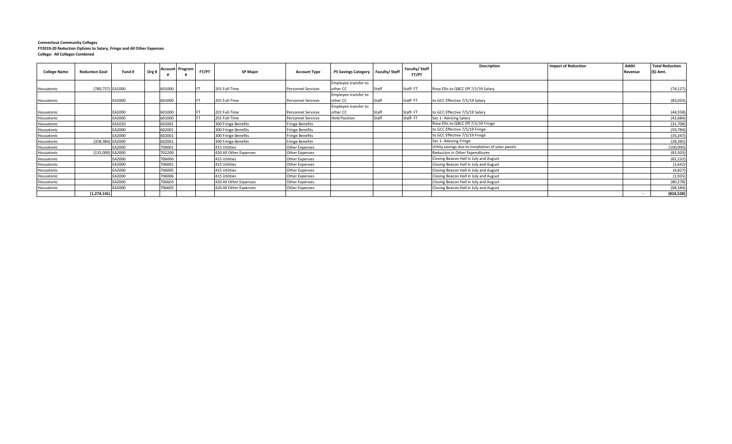**Connecticut Community Colleges**
**FY2019-20 Reduction Options to Salary, Fringe and All Other Expenses**
**College: All Colleges Combined**

| College Name | Reduction Goal | Fund # | Org # | Account # | Program # | FT/PT | SP Major | Account Type | PS Savings Category | Faculty/ Staff | Faculty/ Staff FT/PT | Description | Impact of Reduction | Addtl. Revenue | Total Reduction ($) Amt. |
|---|---|---|---|---|---|---|---|---|---|---|---|---|---|---|---|
| Housatonic | (780,757) | EA1000 | | 601000 | | FT | 201 Full-Time | Personnel Services | Employee transfer to other CC | Staff | Staff- FT | Rose Ellis to QBCC Eff 7/1/19 Salary | | | (74,127) |
| Housatonic | | EA2000 | | 601000 | | FT | 201 Full-Time | Personnel Services | Employee transfer to other CC | Staff | Staff- FT | to GCC Effective 7/5/19 Salary | | | (83,033) |
| Housatonic | | EA2000 | | 601000 | | FT | 201 Full-Time | Personnel Services | Employee transfer to other CC | Staff | Staff- FT | to GCC Effective 7/5/19 Salary | | | (44,558) |
| Housatonic | | EA2000 | | 601000 | | FT | 201 Full-Time | Personnel Services | Hold Position | Staff | Staff- FT | Sec 1- Advising Salary | | | (42,684) |
| Housatonic | | EA1020 | | 602001 | | | 300 Fringe Benefits | Fringe Benefits | | | | Rose Ellis to QBCC Eff 7/1/19 Fringe | | | (31,708) |
| Housatonic | | EA2000 | | 602001 | | | 300 Fringe Benefits | Fringe Benefits | | | | to GCC Effective 7/5/19 Fringe | | | (59,784) |
| Housatonic | | EA2000 | | 602001 | | | 300 Fringe Benefits | Fringe Benefits | | | | to GCC Effective 7/5/19 Fringe | | | (35,247) |
| Housatonic | (358,384) | EA2000 | | 602001 | | | 300 Fringe Benefits | Fringe Benefits | | | | Sec 1- Advising Fringe | | | (28,385) |
| Housatonic | | EA2000 | | 700001 | | | 415 Utilities | Other Expenses | | | | Utility savings due to installation of solar panels | | | (100,000) |
| Housatonic | (135,000) | EA2000 | | 702200 | | | 420 All Other Expenses | Other Expenses | | | | Reduction in Other Expenditures | | | (83,503) |
| Housatonic | | EA2000 | | 706000 | | | 415 Utilities | Other Expenses | | | | Closing Beacon Hall in July and August | | | (82,232) |
| Housatonic | | EA2000 | | 706001 | | | 415 Utilities | Other Expenses | | | | Closing Beacon Hall in July and August | | | (3,642) |
| Housatonic | | EA2000 | | 706005 | | | 415 Utilities | Other Expenses | | | | Closing Beacon Hall in July and August | | | (4,827) |
| Housatonic | | EA2000 | | 706006 | | | 415 Utilities | Other Expenses | | | | Closing Beacon Hall in July and August | | | (1,935) |
| Housatonic | | EA2000 | | 706603 | | | 420 All Other Expenses | Other Expenses | | | | Closing Beacon Hall in July and August | | | (80,278) |
| Housatonic | | EA2000 | | 706605 | | | 420 All Other Expenses | Other Expenses | | | | Closing Beacon Hall in July and August | | | (68,584) |
| | (1,274,141) | | | | | | | | | | | | | - | (824,528) |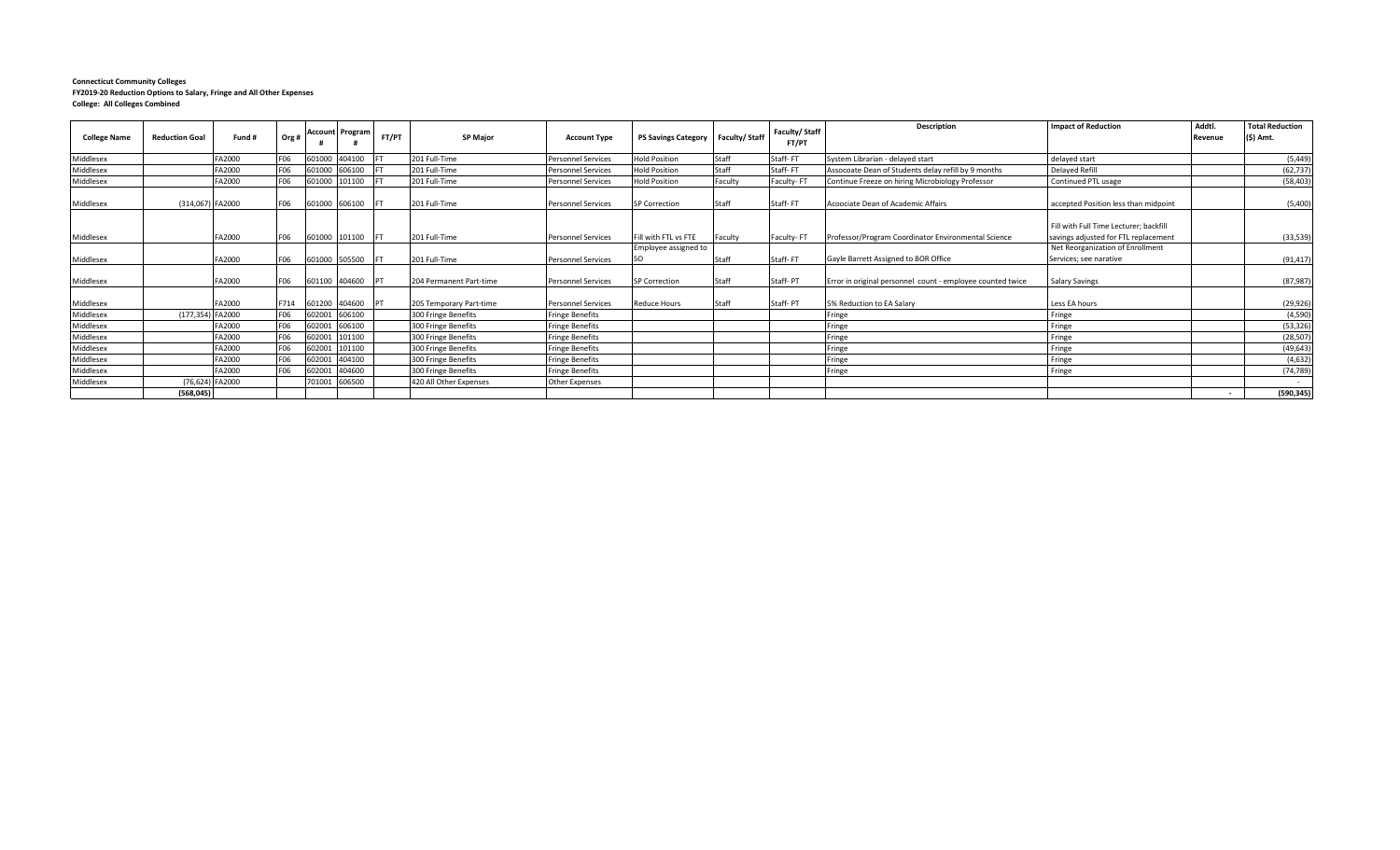**Connecticut Community Colleges**
**FY2019-20 Reduction Options to Salary, Fringe and All Other Expenses**
**College: All Colleges Combined**

| College Name | Reduction Goal | Fund # | Org # | Account # | Program # | FT/PT | SP Major | Account Type | PS Savings Category | Faculty/ Staff | Faculty/ Staff FT/PT | Description | Impact of Reduction | Addtl. Revenue | Total Reduction ($) Amt. |
|---|---|---|---|---|---|---|---|---|---|---|---|---|---|---|---|
| Middlesex | | FA2000 | F06 | 601000 | 404100 | FT | 201 Full-Time | Personnel Services | Hold Position | Staff | Staff- FT | System Librarian - delayed start | delayed start | | (5,449) |
| Middlesex | | FA2000 | F06 | 601000 | 606100 | FT | 201 Full-Time | Personnel Services | Hold Position | Staff | Staff- FT | Assocoate Dean of Students delay refill by 9 months | Delayed Refill | | (62,737) |
| Middlesex | | FA2000 | F06 | 601000 | 101100 | FT | 201 Full-Time | Personnel Services | Hold Position | Faculty | Faculty- FT | Continue Freeze on hiring Microbiology Professor | Continued PTL usage | | (58,403) |
| Middlesex | (314,067) | FA2000 | F06 | 601000 | 606100 | FT | 201 Full-Time | Personnel Services | SP Correction | Staff | Staff- FT | Acoociate Dean of Academic Affairs | accepted Position less than midpoint | | (5,400) |
| Middlesex | | FA2000 | F06 | 601000 | 101100 | FT | 201 Full-Time | Personnel Services | Fill with FTL vs FTE | Faculty | Faculty- FT | Professor/Program Coordinator Environmental Science | Fill with Full Time Lecturer; backfill savings adjusted for FTL replacement | | (33,539) |
| Middlesex | | FA2000 | F06 | 601000 | 505500 | FT | 201 Full-Time | Personnel Services | Employee assigned to SO | Staff | Staff- FT | Gayle Barrett Assigned to BOR Office | Net Reorganization of Enrollment Services; see narative | | (91,417) |
| Middlesex | | FA2000 | F06 | 601100 | 404600 | PT | 204 Permanent Part-time | Personnel Services | SP Correction | Staff | Staff- PT | Error in original personnel count - employee counted twice | Salary Savings | | (87,987) |
| Middlesex | | FA2000 | F714 | 601200 | 404600 | PT | 205 Temporary Part-time | Personnel Services | Reduce Hours | Staff | Staff- PT | 5% Reduction to EA Salary | Less EA hours | | (29,926) |
| Middlesex | (177,354) | FA2000 | F06 | 602001 | 606100 | | 300 Fringe Benefits | Fringe Benefits | | | | Fringe | Fringe | | (4,590) |
| Middlesex | | FA2000 | F06 | 602001 | 606100 | | 300 Fringe Benefits | Fringe Benefits | | | | Fringe | Fringe | | (53,326) |
| Middlesex | | FA2000 | F06 | 602001 | 101100 | | 300 Fringe Benefits | Fringe Benefits | | | | Fringe | Fringe | | (28,507) |
| Middlesex | | FA2000 | F06 | 602001 | 101100 | | 300 Fringe Benefits | Fringe Benefits | | | | Fringe | Fringe | | (49,643) |
| Middlesex | | FA2000 | F06 | 602001 | 404100 | | 300 Fringe Benefits | Fringe Benefits | | | | Fringe | Fringe | | (4,632) |
| Middlesex | | FA2000 | F06 | 602001 | 404600 | | 300 Fringe Benefits | Fringe Benefits | | | | Fringe | Fringe | | (74,789) |
| Middlesex | (76,624) | FA2000 | | 701001 | 606500 | | 420 All Other Expenses | Other Expenses | | | | | | | - |
| | **(568,045)** | | | | | | | | | | | | | - | **(590,345)** |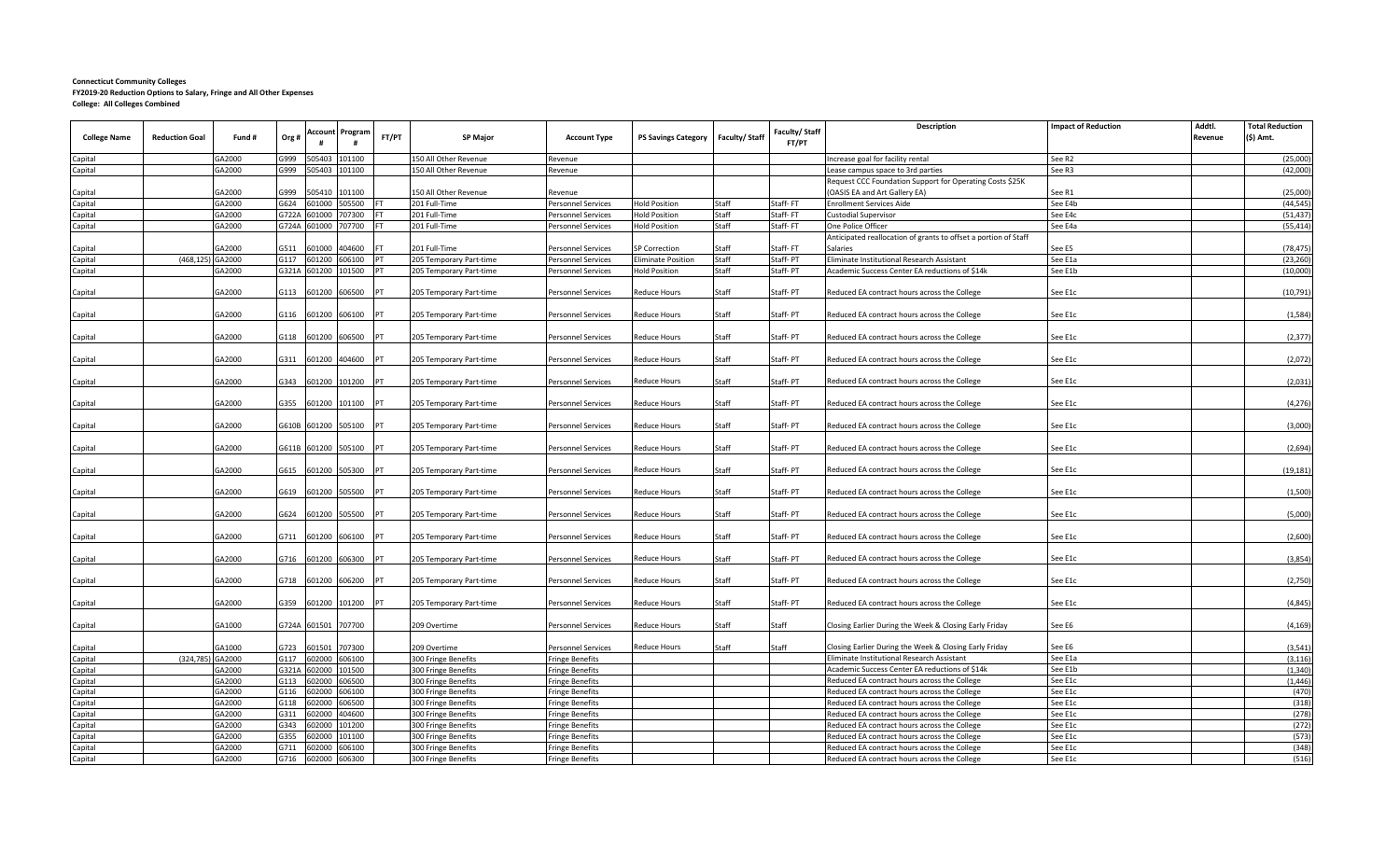**Connecticut Community Colleges**
**FY2019-20 Reduction Options to Salary, Fringe and All Other Expenses**
**College: All Colleges Combined**

| College Name | Reduction Goal | Fund # | Org # | Account # | Program # | FT/PT | SP Major | Account Type | PS Savings Category | Faculty/ Staff | Faculty/ Staff FT/PT | Description | Impact of Reduction | Addtl. Revenue | Total Reduction ($) Amt. |
|---|---|---|---|---|---|---|---|---|---|---|---|---|---|---|---|
| Capital | | GA2000 | G999 | 505403 | 101100 | | 150 All Other Revenue | Revenue | | | | Increase goal for facility rental | See R2 | | (25,000) |
| Capital | | GA2000 | G999 | 505403 | 101100 | | 150 All Other Revenue | Revenue | | | | Lease campus space to 3rd parties | See R3 | | (42,000) |
| Capital | | GA2000 | G999 | 505410 | 101100 | | 150 All Other Revenue | Revenue | | | | Request CCC Foundation Support for Operating Costs $25K (OASIS EA and Art Gallery EA) | See R1 | | (25,000) |
| Capital | | GA2000 | G624 | 601000 | 505500 | FT | 201 Full-Time | Personnel Services | Hold Position | Staff | Staff- FT | Enrollment Services Aide | See E4b | | (44,545) |
| Capital | | GA2000 | G722A | 601000 | 707300 | FT | 201 Full-Time | Personnel Services | Hold Position | Staff | Staff- FT | Custodial Supervisor | See E4c | | (51,437) |
| Capital | | GA2000 | G724A | 601000 | 707700 | FT | 201 Full-Time | Personnel Services | Hold Position | Staff | Staff- FT | One Police Officer | See E4a | | (55,414) |
| Capital | | GA2000 | G511 | 601000 | 404600 | FT | 201 Full-Time | Personnel Services | SP Correction | Staff | Staff- FT | Anticipated reallocation of grants to offset a portion of Staff Salaries | See E5 | | (78,475) |
| Capital | (468,125) | GA2000 | G117 | 601200 | 606100 | PT | 205 Temporary Part-time | Personnel Services | Eliminate Position | Staff | Staff- PT | Eliminate Institutional Research Assistant | See E1a | | (23,260) |
| Capital | | GA2000 | G321A | 601200 | 101500 | PT | 205 Temporary Part-time | Personnel Services | Hold Position | Staff | Staff- PT | Academic Success Center EA reductions of $14k | See E1b | | (10,000) |
| Capital | | GA2000 | G113 | 601200 | 606500 | PT | 205 Temporary Part-time | Personnel Services | Reduce Hours | Staff | Staff- PT | Reduced EA contract hours across the College | See E1c | | (10,791) |
| Capital | | GA2000 | G116 | 601200 | 606100 | PT | 205 Temporary Part-time | Personnel Services | Reduce Hours | Staff | Staff- PT | Reduced EA contract hours across the College | See E1c | | (1,584) |
| Capital | | GA2000 | G118 | 601200 | 606500 | PT | 205 Temporary Part-time | Personnel Services | Reduce Hours | Staff | Staff- PT | Reduced EA contract hours across the College | See E1c | | (2,377) |
| Capital | | GA2000 | G311 | 601200 | 404600 | PT | 205 Temporary Part-time | Personnel Services | Reduce Hours | Staff | Staff- PT | Reduced EA contract hours across the College | See E1c | | (2,072) |
| Capital | | GA2000 | G343 | 601200 | 101200 | PT | 205 Temporary Part-time | Personnel Services | Reduce Hours | Staff | Staff- PT | Reduced EA contract hours across the College | See E1c | | (2,031) |
| Capital | | GA2000 | G355 | 601200 | 101100 | PT | 205 Temporary Part-time | Personnel Services | Reduce Hours | Staff | Staff- PT | Reduced EA contract hours across the College | See E1c | | (4,276) |
| Capital | | GA2000 | G610B | 601200 | 505100 | PT | 205 Temporary Part-time | Personnel Services | Reduce Hours | Staff | Staff- PT | Reduced EA contract hours across the College | See E1c | | (3,000) |
| Capital | | GA2000 | G611B | 601200 | 505100 | PT | 205 Temporary Part-time | Personnel Services | Reduce Hours | Staff | Staff- PT | Reduced EA contract hours across the College | See E1c | | (2,694) |
| Capital | | GA2000 | G615 | 601200 | 505300 | PT | 205 Temporary Part-time | Personnel Services | Reduce Hours | Staff | Staff- PT | Reduced EA contract hours across the College | See E1c | | (19,181) |
| Capital | | GA2000 | G619 | 601200 | 505500 | PT | 205 Temporary Part-time | Personnel Services | Reduce Hours | Staff | Staff- PT | Reduced EA contract hours across the College | See E1c | | (1,500) |
| Capital | | GA2000 | G624 | 601200 | 505500 | PT | 205 Temporary Part-time | Personnel Services | Reduce Hours | Staff | Staff- PT | Reduced EA contract hours across the College | See E1c | | (5,000) |
| Capital | | GA2000 | G711 | 601200 | 606100 | PT | 205 Temporary Part-time | Personnel Services | Reduce Hours | Staff | Staff- PT | Reduced EA contract hours across the College | See E1c | | (2,600) |
| Capital | | GA2000 | G716 | 601200 | 606300 | PT | 205 Temporary Part-time | Personnel Services | Reduce Hours | Staff | Staff- PT | Reduced EA contract hours across the College | See E1c | | (3,854) |
| Capital | | GA2000 | G718 | 601200 | 606200 | PT | 205 Temporary Part-time | Personnel Services | Reduce Hours | Staff | Staff- PT | Reduced EA contract hours across the College | See E1c | | (2,750) |
| Capital | | GA2000 | G359 | 601200 | 101200 | PT | 205 Temporary Part-time | Personnel Services | Reduce Hours | Staff | Staff- PT | Reduced EA contract hours across the College | See E1c | | (4,845) |
| Capital | | GA1000 | G724A | 601501 | 707700 | | 209 Overtime | Personnel Services | Reduce Hours | Staff | Staff | Closing Earlier During the Week & Closing Early Friday | See E6 | | (4,169) |
| Capital | | GA1000 | G723 | 601501 | 707300 | | 209 Overtime | Personnel Services | Reduce Hours | Staff | Staff | Closing Earlier During the Week & Closing Early Friday | See E6 | | (3,541) |
| Capital | (324,785) | GA2000 | G117 | 602000 | 606100 | | 300 Fringe Benefits | Fringe Benefits | | | | Eliminate Institutional Research Assistant | See E1a | | (3,116) |
| Capital | | GA2000 | G321A | 602000 | 101500 | | 300 Fringe Benefits | Fringe Benefits | | | | Academic Success Center EA reductions of $14k | See E1b | | (1,340) |
| Capital | | GA2000 | G113 | 602000 | 606500 | | 300 Fringe Benefits | Fringe Benefits | | | | Reduced EA contract hours across the College | See E1c | | (1,446) |
| Capital | | GA2000 | G116 | 602000 | 606100 | | 300 Fringe Benefits | Fringe Benefits | | | | Reduced EA contract hours across the College | See E1c | | (470) |
| Capital | | GA2000 | G118 | 602000 | 606500 | | 300 Fringe Benefits | Fringe Benefits | | | | Reduced EA contract hours across the College | See E1c | | (318) |
| Capital | | GA2000 | G311 | 602000 | 404600 | | 300 Fringe Benefits | Fringe Benefits | | | | Reduced EA contract hours across the College | See E1c | | (278) |
| Capital | | GA2000 | G343 | 602000 | 101200 | | 300 Fringe Benefits | Fringe Benefits | | | | Reduced EA contract hours across the College | See E1c | | (272) |
| Capital | | GA2000 | G355 | 602000 | 101100 | | 300 Fringe Benefits | Fringe Benefits | | | | Reduced EA contract hours across the College | See E1c | | (573) |
| Capital | | GA2000 | G711 | 602000 | 606100 | | 300 Fringe Benefits | Fringe Benefits | | | | Reduced EA contract hours across the College | See E1c | | (348) |
| Capital | | GA2000 | G716 | 602000 | 606300 | | 300 Fringe Benefits | Fringe Benefits | | | | Reduced EA contract hours across the College | See E1c | | (516) |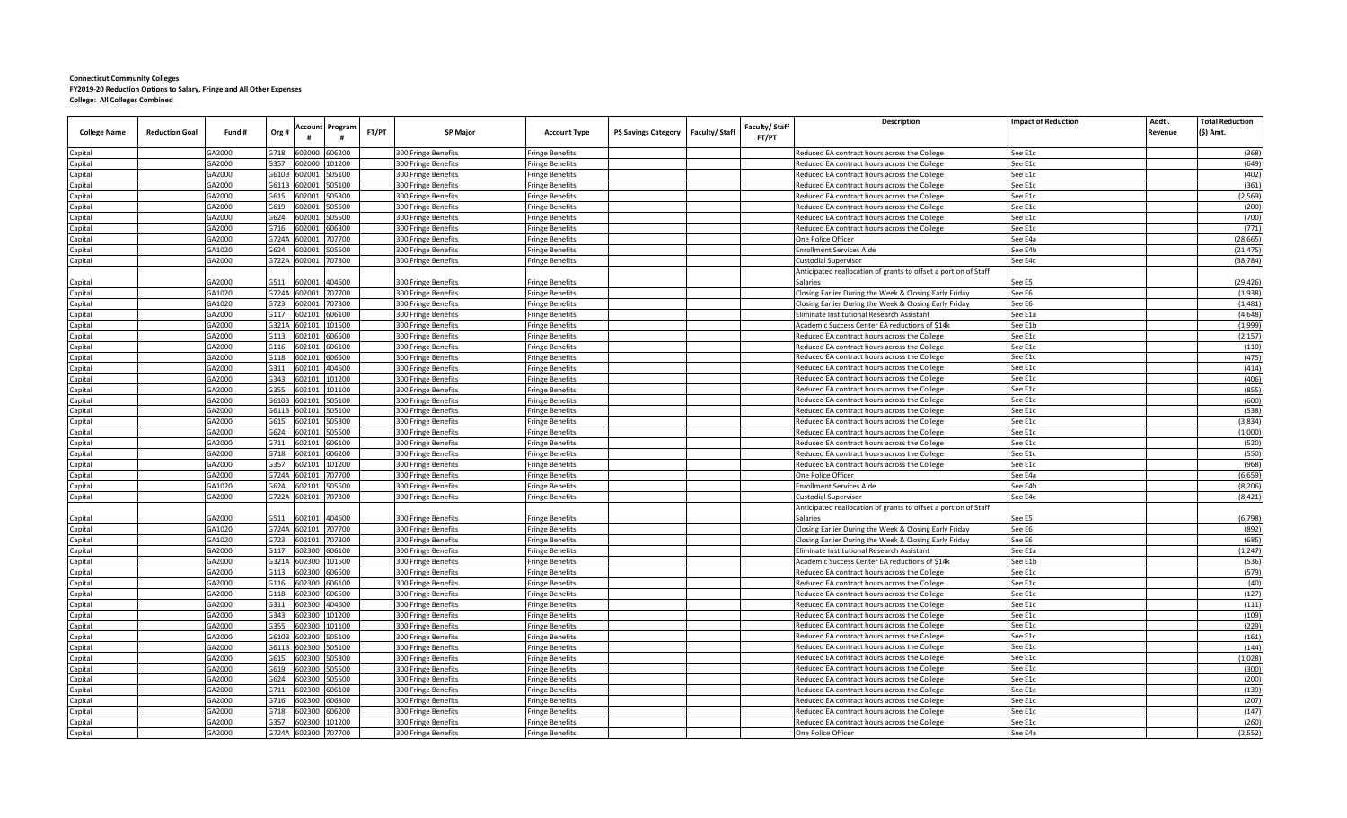**Connecticut Community Colleges**
**FY2019-20 Reduction Options to Salary, Fringe and All Other Expenses**
**College: All Colleges Combined**

| College Name | Reduction Goal | Fund # | Org # | Account # | Program # | FT/PT | SP Major | Account Type | PS Savings Category | Faculty/ Staff | Faculty/ Staff FT/PT | Description | Impact of Reduction | Addtl. Revenue | Total Reduction ($) Amt. |
|---|---|---|---|---|---|---|---|---|---|---|---|---|---|---|---|
| Capital | | GA2000 | G718 | 602000 | 606200 | | 300 Fringe Benefits | Fringe Benefits | | | | Reduced EA contract hours across the College | See E1c | | (368) |
| Capital | | GA2000 | G357 | 602000 | 101200 | | 300 Fringe Benefits | Fringe Benefits | | | | Reduced EA contract hours across the College | See E1c | | (649) |
| Capital | | GA2000 | G610B | 602001 | 505100 | | 300 Fringe Benefits | Fringe Benefits | | | | Reduced EA contract hours across the College | See E1c | | (402) |
| Capital | | GA2000 | G611B | 602001 | 505100 | | 300 Fringe Benefits | Fringe Benefits | | | | Reduced EA contract hours across the College | See E1c | | (361) |
| Capital | | GA2000 | G615 | 602001 | 505300 | | 300 Fringe Benefits | Fringe Benefits | | | | Reduced EA contract hours across the College | See E1c | | (2,569) |
| Capital | | GA2000 | G619 | 602001 | 505500 | | 300 Fringe Benefits | Fringe Benefits | | | | Reduced EA contract hours across the College | See E1c | | (200) |
| Capital | | GA2000 | G624 | 602001 | 505500 | | 300 Fringe Benefits | Fringe Benefits | | | | Reduced EA contract hours across the College | See E1c | | (700) |
| Capital | | GA2000 | G716 | 602001 | 606300 | | 300 Fringe Benefits | Fringe Benefits | | | | Reduced EA contract hours across the College | See E1c | | (771) |
| Capital | | GA2000 | G724A | 602001 | 707700 | | 300 Fringe Benefits | Fringe Benefits | | | | One Police Officer | See E4a | | (28,665) |
| Capital | | GA1020 | G624 | 602001 | 505500 | | 300 Fringe Benefits | Fringe Benefits | | | | Enrollment Services Aide | See E4b | | (21,475) |
| Capital | | GA2000 | G722A | 602001 | 707300 | | 300 Fringe Benefits | Fringe Benefits | | | | Custodial Supervisor | See E4c | | (38,784) |
| Capital | | GA2000 | G511 | 602001 | 404600 | | 300 Fringe Benefits | Fringe Benefits | | | | Anticipated reallocation of grants to offset a portion of Staff Salaries | See E5 | | (29,426) |
| Capital | | GA1020 | G724A | 602001 | 707700 | | 300 Fringe Benefits | Fringe Benefits | | | | Closing Earlier During the Week & Closing Early Friday | See E6 | | (1,938) |
| Capital | | GA1020 | G723 | 602001 | 707300 | | 300 Fringe Benefits | Fringe Benefits | | | | Closing Earlier During the Week & Closing Early Friday | See E6 | | (1,481) |
| Capital | | GA2000 | G117 | 602101 | 606100 | | 300 Fringe Benefits | Fringe Benefits | | | | Eliminate Institutional Research Assistant | See E1a | | (4,648) |
| Capital | | GA2000 | G321A | 602101 | 101500 | | 300 Fringe Benefits | Fringe Benefits | | | | Academic Success Center EA reductions of $14k | See E1b | | (1,999) |
| Capital | | GA2000 | G113 | 602101 | 606500 | | 300 Fringe Benefits | Fringe Benefits | | | | Reduced EA contract hours across the College | See E1c | | (2,157) |
| Capital | | GA2000 | G116 | 602101 | 606100 | | 300 Fringe Benefits | Fringe Benefits | | | | Reduced EA contract hours across the College | See E1c | | (110) |
| Capital | | GA2000 | G118 | 602101 | 606500 | | 300 Fringe Benefits | Fringe Benefits | | | | Reduced EA contract hours across the College | See E1c | | (475) |
| Capital | | GA2000 | G311 | 602101 | 404600 | | 300 Fringe Benefits | Fringe Benefits | | | | Reduced EA contract hours across the College | See E1c | | (414) |
| Capital | | GA2000 | G343 | 602101 | 101200 | | 300 Fringe Benefits | Fringe Benefits | | | | Reduced EA contract hours across the College | See E1c | | (406) |
| Capital | | GA2000 | G355 | 602101 | 101100 | | 300 Fringe Benefits | Fringe Benefits | | | | Reduced EA contract hours across the College | See E1c | | (855) |
| Capital | | GA2000 | G610B | 602101 | 505100 | | 300 Fringe Benefits | Fringe Benefits | | | | Reduced EA contract hours across the College | See E1c | | (600) |
| Capital | | GA2000 | G611B | 602101 | 505100 | | 300 Fringe Benefits | Fringe Benefits | | | | Reduced EA contract hours across the College | See E1c | | (538) |
| Capital | | GA2000 | G615 | 602101 | 505300 | | 300 Fringe Benefits | Fringe Benefits | | | | Reduced EA contract hours across the College | See E1c | | (3,834) |
| Capital | | GA2000 | G624 | 602101 | 505500 | | 300 Fringe Benefits | Fringe Benefits | | | | Reduced EA contract hours across the College | See E1c | | (1,000) |
| Capital | | GA2000 | G711 | 602101 | 606100 | | 300 Fringe Benefits | Fringe Benefits | | | | Reduced EA contract hours across the College | See E1c | | (520) |
| Capital | | GA2000 | G718 | 602101 | 606200 | | 300 Fringe Benefits | Fringe Benefits | | | | Reduced EA contract hours across the College | See E1c | | (550) |
| Capital | | GA2000 | G357 | 602101 | 101200 | | 300 Fringe Benefits | Fringe Benefits | | | | Reduced EA contract hours across the College | See E1c | | (968) |
| Capital | | GA2000 | G724A | 602101 | 707700 | | 300 Fringe Benefits | Fringe Benefits | | | | One Police Officer | See E4a | | (6,659) |
| Capital | | GA1020 | G624 | 602101 | 505500 | | 300 Fringe Benefits | Fringe Benefits | | | | Enrollment Services Aide | See E4b | | (8,206) |
| Capital | | GA2000 | G722A | 602101 | 707300 | | 300 Fringe Benefits | Fringe Benefits | | | | Custodial Supervisor | See E4c | | (8,421) |
| Capital | | GA2000 | G511 | 602101 | 404600 | | 300 Fringe Benefits | Fringe Benefits | | | | Anticipated reallocation of grants to offset a portion of Staff Salaries | See E5 | | (6,798) |
| Capital | | GA1020 | G724A | 602101 | 707700 | | 300 Fringe Benefits | Fringe Benefits | | | | Closing Earlier During the Week & Closing Early Friday | See E6 | | (892) |
| Capital | | GA1020 | G723 | 602101 | 707300 | | 300 Fringe Benefits | Fringe Benefits | | | | Closing Earlier During the Week & Closing Early Friday | See E6 | | (685) |
| Capital | | GA2000 | G117 | 602300 | 606100 | | 300 Fringe Benefits | Fringe Benefits | | | | Eliminate Institutional Research Assistant | See E1a | | (1,247) |
| Capital | | GA2000 | G321A | 602300 | 101500 | | 300 Fringe Benefits | Fringe Benefits | | | | Academic Success Center EA reductions of $14k | See E1b | | (536) |
| Capital | | GA2000 | G113 | 602300 | 606500 | | 300 Fringe Benefits | Fringe Benefits | | | | Reduced EA contract hours across the College | See E1c | | (579) |
| Capital | | GA2000 | G116 | 602300 | 606100 | | 300 Fringe Benefits | Fringe Benefits | | | | Reduced EA contract hours across the College | See E1c | | (40) |
| Capital | | GA2000 | G118 | 602300 | 606500 | | 300 Fringe Benefits | Fringe Benefits | | | | Reduced EA contract hours across the College | See E1c | | (127) |
| Capital | | GA2000 | G311 | 602300 | 404600 | | 300 Fringe Benefits | Fringe Benefits | | | | Reduced EA contract hours across the College | See E1c | | (111) |
| Capital | | GA2000 | G343 | 602300 | 101200 | | 300 Fringe Benefits | Fringe Benefits | | | | Reduced EA contract hours across the College | See E1c | | (109) |
| Capital | | GA2000 | G355 | 602300 | 101100 | | 300 Fringe Benefits | Fringe Benefits | | | | Reduced EA contract hours across the College | See E1c | | (229) |
| Capital | | GA2000 | G610B | 602300 | 505100 | | 300 Fringe Benefits | Fringe Benefits | | | | Reduced EA contract hours across the College | See E1c | | (161) |
| Capital | | GA2000 | G611B | 602300 | 505100 | | 300 Fringe Benefits | Fringe Benefits | | | | Reduced EA contract hours across the College | See E1c | | (144) |
| Capital | | GA2000 | G615 | 602300 | 505300 | | 300 Fringe Benefits | Fringe Benefits | | | | Reduced EA contract hours across the College | See E1c | | (1,028) |
| Capital | | GA2000 | G619 | 602300 | 505500 | | 300 Fringe Benefits | Fringe Benefits | | | | Reduced EA contract hours across the College | See E1c | | (300) |
| Capital | | GA2000 | G624 | 602300 | 505500 | | 300 Fringe Benefits | Fringe Benefits | | | | Reduced EA contract hours across the College | See E1c | | (200) |
| Capital | | GA2000 | G711 | 602300 | 606100 | | 300 Fringe Benefits | Fringe Benefits | | | | Reduced EA contract hours across the College | See E1c | | (139) |
| Capital | | GA2000 | G716 | 602300 | 606300 | | 300 Fringe Benefits | Fringe Benefits | | | | Reduced EA contract hours across the College | See E1c | | (207) |
| Capital | | GA2000 | G718 | 602300 | 606200 | | 300 Fringe Benefits | Fringe Benefits | | | | Reduced EA contract hours across the College | See E1c | | (147) |
| Capital | | GA2000 | G357 | 602300 | 101200 | | 300 Fringe Benefits | Fringe Benefits | | | | Reduced EA contract hours across the College | See E1c | | (260) |
| Capital | | GA2000 | G724A | 602300 | 707700 | | 300 Fringe Benefits | Fringe Benefits | | | | One Police Officer | See E4a | | (2,552) |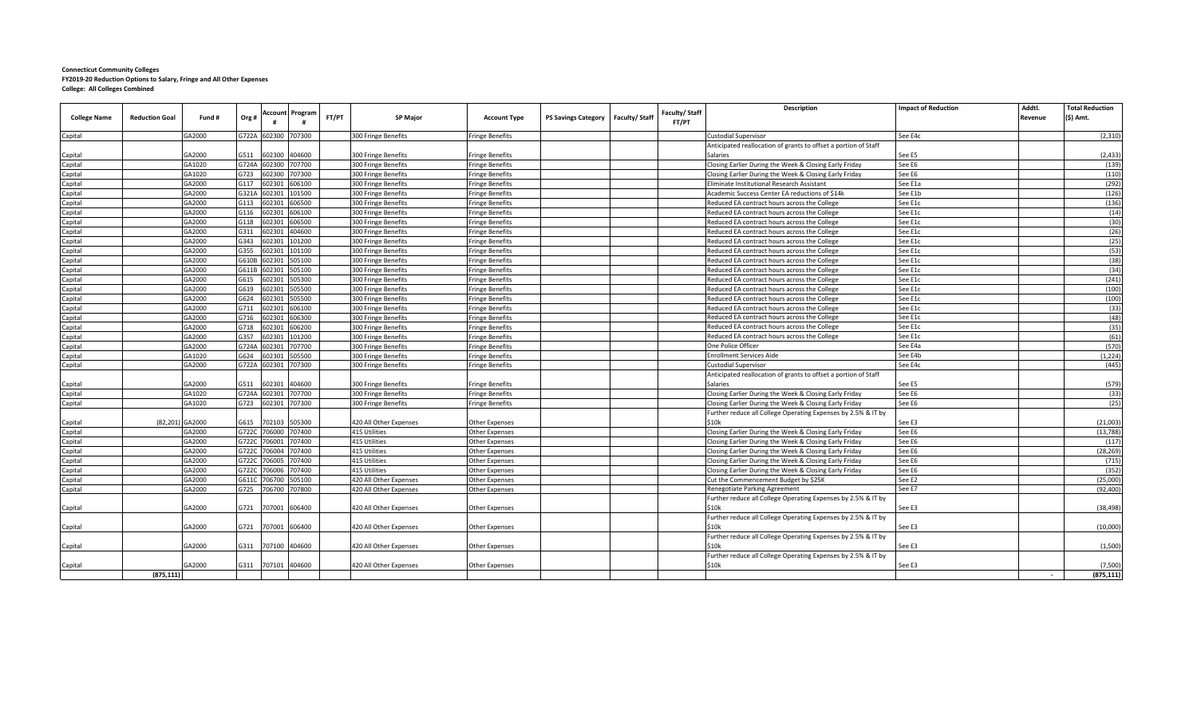**Connecticut Community Colleges**
**FY2019-20 Reduction Options to Salary, Fringe and All Other Expenses**
**College: All Colleges Combined**

| College Name | Reduction Goal | Fund # | Org # | Account # | Program # | FT/PT | SP Major | Account Type | PS Savings Category | Faculty/ Staff | Faculty/ Staff FT/PT | Description | Impact of Reduction | Addtl. Revenue | Total Reduction ($) Amt. |
|---|---|---|---|---|---|---|---|---|---|---|---|---|---|---|---|
| Capital | | GA2000 | G722A | 602300 | 707300 | | 300 Fringe Benefits | Fringe Benefits | | | | Custodial Supervisor | See E4c | | (2,310) |
| Capital | | GA2000 | G511 | 602300 | 404600 | | 300 Fringe Benefits | Fringe Benefits | | | | Anticipated reallocation of grants to offset a portion of Staff Salaries | See E5 | | (2,433) |
| Capital | | GA1020 | G724A | 602300 | 707700 | | 300 Fringe Benefits | Fringe Benefits | | | | Closing Earlier During the Week & Closing Early Friday | See E6 | | (139) |
| Capital | | GA1020 | G723 | 602300 | 707300 | | 300 Fringe Benefits | Fringe Benefits | | | | Closing Earlier During the Week & Closing Early Friday | See E6 | | (110) |
| Capital | | GA2000 | G117 | 602301 | 606100 | | 300 Fringe Benefits | Fringe Benefits | | | | Eliminate Institutional Research Assistant | See E1a | | (292) |
| Capital | | GA2000 | G321A | 602301 | 101500 | | 300 Fringe Benefits | Fringe Benefits | | | | Academic Success Center EA reductions of $14k | See E1b | | (126) |
| Capital | | GA2000 | G113 | 602301 | 606500 | | 300 Fringe Benefits | Fringe Benefits | | | | Reduced EA contract hours across the College | See E1c | | (136) |
| Capital | | GA2000 | G116 | 602301 | 606100 | | 300 Fringe Benefits | Fringe Benefits | | | | Reduced EA contract hours across the College | See E1c | | (14) |
| Capital | | GA2000 | G118 | 602301 | 606500 | | 300 Fringe Benefits | Fringe Benefits | | | | Reduced EA contract hours across the College | See E1c | | (30) |
| Capital | | GA2000 | G311 | 602301 | 404600 | | 300 Fringe Benefits | Fringe Benefits | | | | Reduced EA contract hours across the College | See E1c | | (26) |
| Capital | | GA2000 | G343 | 602301 | 101200 | | 300 Fringe Benefits | Fringe Benefits | | | | Reduced EA contract hours across the College | See E1c | | (25) |
| Capital | | GA2000 | G355 | 602301 | 101100 | | 300 Fringe Benefits | Fringe Benefits | | | | Reduced EA contract hours across the College | See E1c | | (53) |
| Capital | | GA2000 | G610B | 602301 | 505100 | | 300 Fringe Benefits | Fringe Benefits | | | | Reduced EA contract hours across the College | See E1c | | (38) |
| Capital | | GA2000 | G611B | 602301 | 505100 | | 300 Fringe Benefits | Fringe Benefits | | | | Reduced EA contract hours across the College | See E1c | | (34) |
| Capital | | GA2000 | G615 | 602301 | 505300 | | 300 Fringe Benefits | Fringe Benefits | | | | Reduced EA contract hours across the College | See E1c | | (241) |
| Capital | | GA2000 | G619 | 602301 | 505500 | | 300 Fringe Benefits | Fringe Benefits | | | | Reduced EA contract hours across the College | See E1c | | (100) |
| Capital | | GA2000 | G624 | 602301 | 505500 | | 300 Fringe Benefits | Fringe Benefits | | | | Reduced EA contract hours across the College | See E1c | | (100) |
| Capital | | GA2000 | G711 | 602301 | 606100 | | 300 Fringe Benefits | Fringe Benefits | | | | Reduced EA contract hours across the College | See E1c | | (33) |
| Capital | | GA2000 | G716 | 602301 | 606300 | | 300 Fringe Benefits | Fringe Benefits | | | | Reduced EA contract hours across the College | See E1c | | (48) |
| Capital | | GA2000 | G718 | 602301 | 606200 | | 300 Fringe Benefits | Fringe Benefits | | | | Reduced EA contract hours across the College | See E1c | | (35) |
| Capital | | GA2000 | G357 | 602301 | 101200 | | 300 Fringe Benefits | Fringe Benefits | | | | Reduced EA contract hours across the College | See E1c | | (61) |
| Capital | | GA2000 | G724A | 602301 | 707700 | | 300 Fringe Benefits | Fringe Benefits | | | | One Police Officer | See E4a | | (570) |
| Capital | | GA1020 | G624 | 602301 | 505500 | | 300 Fringe Benefits | Fringe Benefits | | | | Enrollment Services Aide | See E4b | | (1,224) |
| Capital | | GA2000 | G722A | 602301 | 707300 | | 300 Fringe Benefits | Fringe Benefits | | | | Custodial Supervisor | See E4c | | (445) |
| Capital | | GA2000 | G511 | 602301 | 404600 | | 300 Fringe Benefits | Fringe Benefits | | | | Anticipated reallocation of grants to offset a portion of Staff Salaries | See E5 | | (579) |
| Capital | | GA1020 | G724A | 602301 | 707700 | | 300 Fringe Benefits | Fringe Benefits | | | | Closing Earlier During the Week & Closing Early Friday | See E6 | | (33) |
| Capital | | GA1020 | G723 | 602301 | 707300 | | 300 Fringe Benefits | Fringe Benefits | | | | Closing Earlier During the Week & Closing Early Friday | See E6 | | (25) |
| Capital | (82,201) | GA2000 | G615 | 702103 | 505300 | | 420 All Other Expenses | Other Expenses | | | | Further reduce all College Operating Expenses by 2.5% & IT by $10k | See E3 | | (21,003) |
| Capital | | GA2000 | G722C | 706000 | 707400 | | 415 Utilities | Other Expenses | | | | Closing Earlier During the Week & Closing Early Friday | See E6 | | (13,788) |
| Capital | | GA2000 | G722C | 706001 | 707400 | | 415 Utilities | Other Expenses | | | | Closing Earlier During the Week & Closing Early Friday | See E6 | | (117) |
| Capital | | GA2000 | G722C | 706004 | 707400 | | 415 Utilities | Other Expenses | | | | Closing Earlier During the Week & Closing Early Friday | See E6 | | (28,269) |
| Capital | | GA2000 | G722C | 706005 | 707400 | | 415 Utilities | Other Expenses | | | | Closing Earlier During the Week & Closing Early Friday | See E6 | | (715) |
| Capital | | GA2000 | G722C | 706006 | 707400 | | 415 Utilities | Other Expenses | | | | Closing Earlier During the Week & Closing Early Friday | See E6 | | (352) |
| Capital | | GA2000 | G611C | 706700 | 505100 | | 420 All Other Expenses | Other Expenses | | | | Cut the Commencement Budget by $25K | See E2 | | (25,000) |
| Capital | | GA2000 | G725 | 706700 | 707800 | | 420 All Other Expenses | Other Expenses | | | | Renegotiate Parking Agreement | See E7 | | (92,400) |
| Capital | | GA2000 | G721 | 707001 | 606400 | | 420 All Other Expenses | Other Expenses | | | | Further reduce all College Operating Expenses by 2.5% & IT by $10k | See E3 | | (38,498) |
| Capital | | GA2000 | G721 | 707001 | 606400 | | 420 All Other Expenses | Other Expenses | | | | Further reduce all College Operating Expenses by 2.5% & IT by $10k | See E3 | | (10,000) |
| Capital | | GA2000 | G311 | 707100 | 404600 | | 420 All Other Expenses | Other Expenses | | | | Further reduce all College Operating Expenses by 2.5% & IT by $10k | See E3 | | (1,500) |
| Capital | | GA2000 | G311 | 707101 | 404600 | | 420 All Other Expenses | Other Expenses | | | | Further reduce all College Operating Expenses by 2.5% & IT by $10k | See E3 | | (7,500) |
| | (875,111) | | | | | | | | | | | | | - | (875,111) |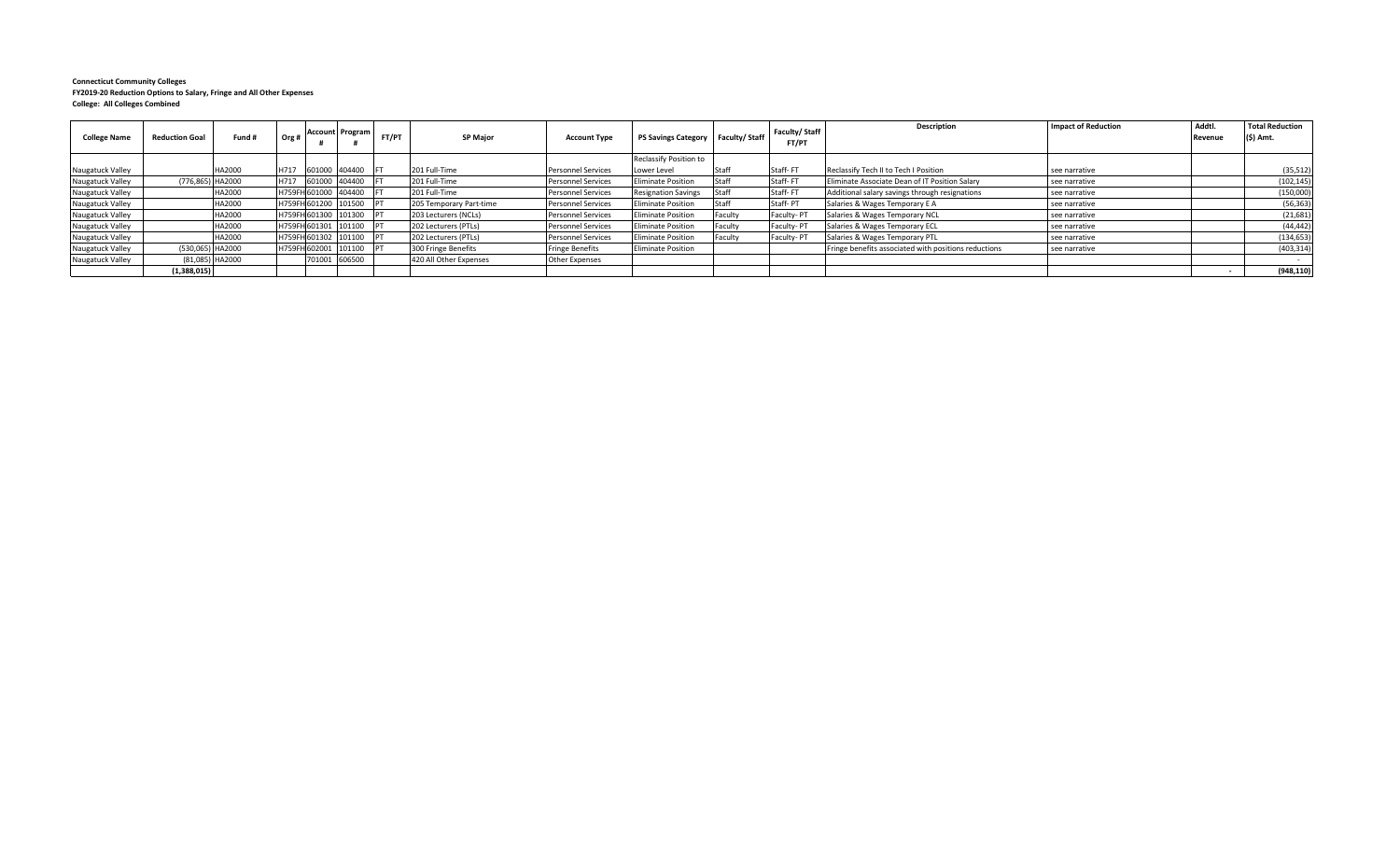**Connecticut Community Colleges**
**FY2019-20 Reduction Options to Salary, Fringe and All Other Expenses**
**College: All Colleges Combined**

| College Name | Reduction Goal | Fund # | Org # | Account # | Program # | FT/PT | SP Major | Account Type | PS Savings Category | Faculty/ Staff | Faculty/ Staff FT/PT | Description | Impact of Reduction | Addtl. Revenue | Total Reduction ($) Amt. |
|---|---|---|---|---|---|---|---|---|---|---|---|---|---|---|---|
| Naugatuck Valley | | HA2000 | H717 | 601000 | 404400 | FT | 201 Full-Time | Personnel Services | Reclassify Position to Lower Level | Staff | Staff- FT | Reclassify Tech II to Tech I Position | see narrative | | (35,512) |
| Naugatuck Valley | (776,865) | HA2000 | H717 | 601000 | 404400 | FT | 201 Full-Time | Personnel Services | Eliminate Position | Staff | Staff- FT | Eliminate Associate Dean of IT Position Salary | see narrative | | (102,145) |
| Naugatuck Valley | | HA2000 | H759FH | 601000 | 404400 | FT | 201 Full-Time | Personnel Services | Resignation Savings | Staff | Staff- FT | Additional salary savings through resignations | see narrative | | (150,000) |
| Naugatuck Valley | | HA2000 | H759FH | 601200 | 101500 | PT | 205 Temporary Part-time | Personnel Services | Eliminate Position | Staff | Staff- PT | Salaries & Wages Temporary E A | see narrative | | (56,363) |
| Naugatuck Valley | | HA2000 | H759FH | 601300 | 101300 | PT | 203 Lecturers (NCLs) | Personnel Services | Eliminate Position | Faculty | Faculty- PT | Salaries & Wages Temporary NCL | see narrative | | (21,681) |
| Naugatuck Valley | | HA2000 | H759FH | 601301 | 101100 | PT | 202 Lecturers (PTLs) | Personnel Services | Eliminate Position | Faculty | Faculty- PT | Salaries & Wages Temporary ECL | see narrative | | (44,442) |
| Naugatuck Valley | | HA2000 | H759FH | 601302 | 101100 | PT | 202 Lecturers (PTLs) | Personnel Services | Eliminate Position | Faculty | Faculty- PT | Salaries & Wages Temporary PTL | see narrative | | (134,653) |
| Naugatuck Valley | (530,065) | HA2000 | H759FH | 602001 | 101100 | PT | 300 Fringe Benefits | Fringe Benefits | Eliminate Position | | | Fringe benefits associated with positions reductions | see narrative | | (403,314) |
| Naugatuck Valley | (81,085) | HA2000 | | 701001 | 606500 | | 420 All Other Expenses | Other Expenses | | | | | | | - |
| | (1,388,015) | | | | | | | | | | | | | - | (948,110) |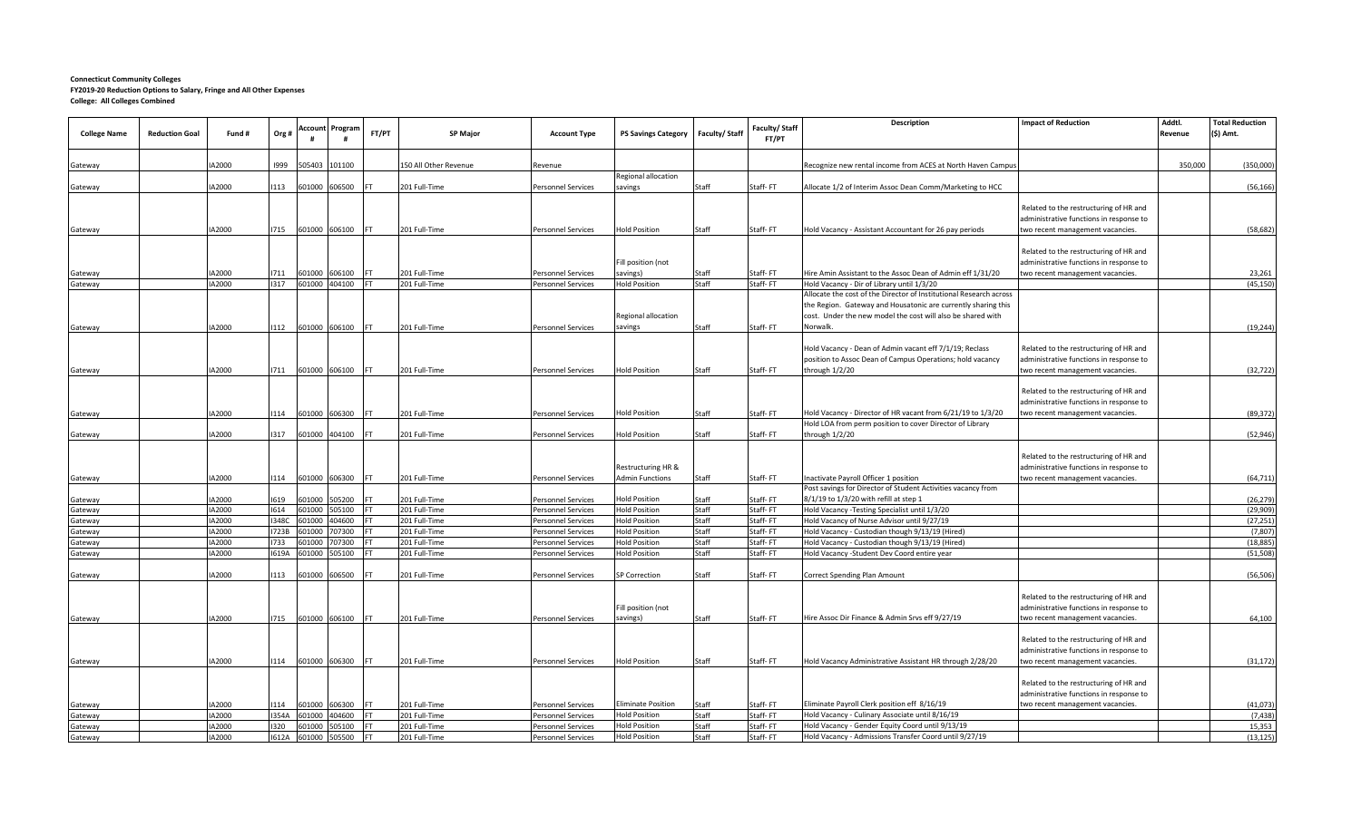**Connecticut Community Colleges**
**FY2019-20 Reduction Options to Salary, Fringe and All Other Expenses**
**College: All Colleges Combined**

| College Name | Reduction Goal | Fund # | Org # | Account # | Program # | FT/PT | SP Major | Account Type | PS Savings Category | Faculty/ Staff | Faculty/ Staff FT/PT | Description | Impact of Reduction | Addtl. Revenue | Total Reduction ($) Amt. |
|---|---|---|---|---|---|---|---|---|---|---|---|---|---|---|---|
| Gateway | | IA2000 | I999 | 505403 | 101100 | | 150 All Other Revenue | Revenue | | | | Recognize new rental income from ACES at North Haven Campus | | 350,000 | (350,000) |
| Gateway | | IA2000 | I113 | 601000 | 606500 | FT | 201 Full-Time | Personnel Services | Regional allocation savings | Staff | Staff- FT | Allocate 1/2 of Interim Assoc Dean Comm/Marketing to HCC | | | (56,166) |
| Gateway | | IA2000 | I715 | 601000 | 606100 | FT | 201 Full-Time | Personnel Services | Hold Position | Staff | Staff- FT | Hold Vacancy - Assistant Accountant for 26 pay periods | Related to the restructuring of HR and administrative functions in response to two recent management vacancies. | | (58,682) |
| Gateway | | IA2000 | I711 | 601000 | 606100 | FT | 201 Full-Time | Personnel Services | Fill position (not savings) | Staff | Staff- FT | Hire Amin Assistant to the Assoc Dean of Admin eff 1/31/20 | Related to the restructuring of HR and administrative functions in response to two recent management vacancies. | | 23,261 |
| Gateway | | IA2000 | I317 | 601000 | 404100 | FT | 201 Full-Time | Personnel Services | Hold Position | Staff | Staff- FT | Hold Vacancy - Dir of Library until 1/3/20 | | | (45,150) |
| Gateway | | IA2000 | I112 | 601000 | 606100 | FT | 201 Full-Time | Personnel Services | Regional allocation savings | Staff | Staff- FT | Allocate the cost of the Director of Institutional Research across the Region. Gateway and Housatonic are currently sharing this cost. Under the new model the cost will also be shared with Norwalk. | | | (19,244) |
| Gateway | | IA2000 | I711 | 601000 | 606100 | FT | 201 Full-Time | Personnel Services | Hold Position | Staff | Staff- FT | Hold Vacancy - Dean of Admin vacant eff 7/1/19; Reclass position to Assoc Dean of Campus Operations; hold vacancy through 1/2/20 | Related to the restructuring of HR and administrative functions in response to two recent management vacancies. | | (32,722) |
| Gateway | | IA2000 | I114 | 601000 | 606300 | FT | 201 Full-Time | Personnel Services | Hold Position | Staff | Staff- FT | Hold Vacancy - Director of HR vacant from 6/21/19 to 1/3/20 | Related to the restructuring of HR and administrative functions in response to two recent management vacancies. | | (89,372) |
| Gateway | | IA2000 | I317 | 601000 | 404100 | FT | 201 Full-Time | Personnel Services | Hold Position | Staff | Staff- FT | Hold LOA from perm position to cover Director of Library through 1/2/20 | | | (52,946) |
| Gateway | | IA2000 | I114 | 601000 | 606300 | FT | 201 Full-Time | Personnel Services | Restructuring HR & Admin Functions | Staff | Staff- FT | Inactivate Payroll Officer 1 position | Related to the restructuring of HR and administrative functions in response to two recent management vacancies. | | (64,711) |
| Gateway | | IA2000 | I619 | 601000 | 505200 | FT | 201 Full-Time | Personnel Services | Hold Position | Staff | Staff- FT | Post savings for Director of Student Activities vacancy from 8/1/19 to 1/3/20 with refill at step 1 | | | (26,279) |
| Gateway | | IA2000 | I614 | 601000 | 505100 | FT | 201 Full-Time | Personnel Services | Hold Position | Staff | Staff- FT | Hold Vacancy -Testing Specialist until 1/3/20 | | | (29,909) |
| Gateway | | IA2000 | I348C | 601000 | 404600 | FT | 201 Full-Time | Personnel Services | Hold Position | Staff | Staff- FT | Hold Vacancy of Nurse Advisor until 9/27/19 | | | (27,251) |
| Gateway | | IA2000 | I723B | 601000 | 707300 | FT | 201 Full-Time | Personnel Services | Hold Position | Staff | Staff- FT | Hold Vacancy - Custodian though 9/13/19 (Hired) | | | (7,807) |
| Gateway | | IA2000 | I733 | 601000 | 707300 | FT | 201 Full-Time | Personnel Services | Hold Position | Staff | Staff- FT | Hold Vacancy - Custodian though 9/13/19 (Hired) | | | (18,885) |
| Gateway | | IA2000 | I619A | 601000 | 505100 | FT | 201 Full-Time | Personnel Services | Hold Position | Staff | Staff- FT | Hold Vacancy -Student Dev Coord entire year | | | (51,508) |
| Gateway | | IA2000 | I113 | 601000 | 606500 | FT | 201 Full-Time | Personnel Services | SP Correction | Staff | Staff- FT | Correct Spending Plan Amount | | | (56,506) |
| Gateway | | IA2000 | I715 | 601000 | 606100 | FT | 201 Full-Time | Personnel Services | Fill position (not savings) | Staff | Staff- FT | Hire Assoc Dir Finance & Admin Srvs eff 9/27/19 | Related to the restructuring of HR and administrative functions in response to two recent management vacancies. | | 64,100 |
| Gateway | | IA2000 | I114 | 601000 | 606300 | FT | 201 Full-Time | Personnel Services | Hold Position | Staff | Staff- FT | Hold Vacancy Administrative Assistant HR through 2/28/20 | Related to the restructuring of HR and administrative functions in response to two recent management vacancies. | | (31,172) |
| Gateway | | IA2000 | I114 | 601000 | 606300 | FT | 201 Full-Time | Personnel Services | Eliminate Position | Staff | Staff- FT | Eliminate Payroll Clerk position eff 8/16/19 | Related to the restructuring of HR and administrative functions in response to two recent management vacancies. | | (41,073) |
| Gateway | | IA2000 | I354A | 601000 | 404600 | FT | 201 Full-Time | Personnel Services | Hold Position | Staff | Staff- FT | Hold Vacancy - Culinary Associate until 8/16/19 | | | (7,438) |
| Gateway | | IA2000 | I320 | 601000 | 505100 | FT | 201 Full-Time | Personnel Services | Hold Position | Staff | Staff- FT | Hold Vacancy - Gender Equity Coord until 9/13/19 | | | 15,353 |
| Gateway | | IA2000 | I612A | 601000 | 505500 | FT | 201 Full-Time | Personnel Services | Hold Position | Staff | Staff- FT | Hold Vacancy - Admissions Transfer Coord until 9/27/19 | | | (13,125) |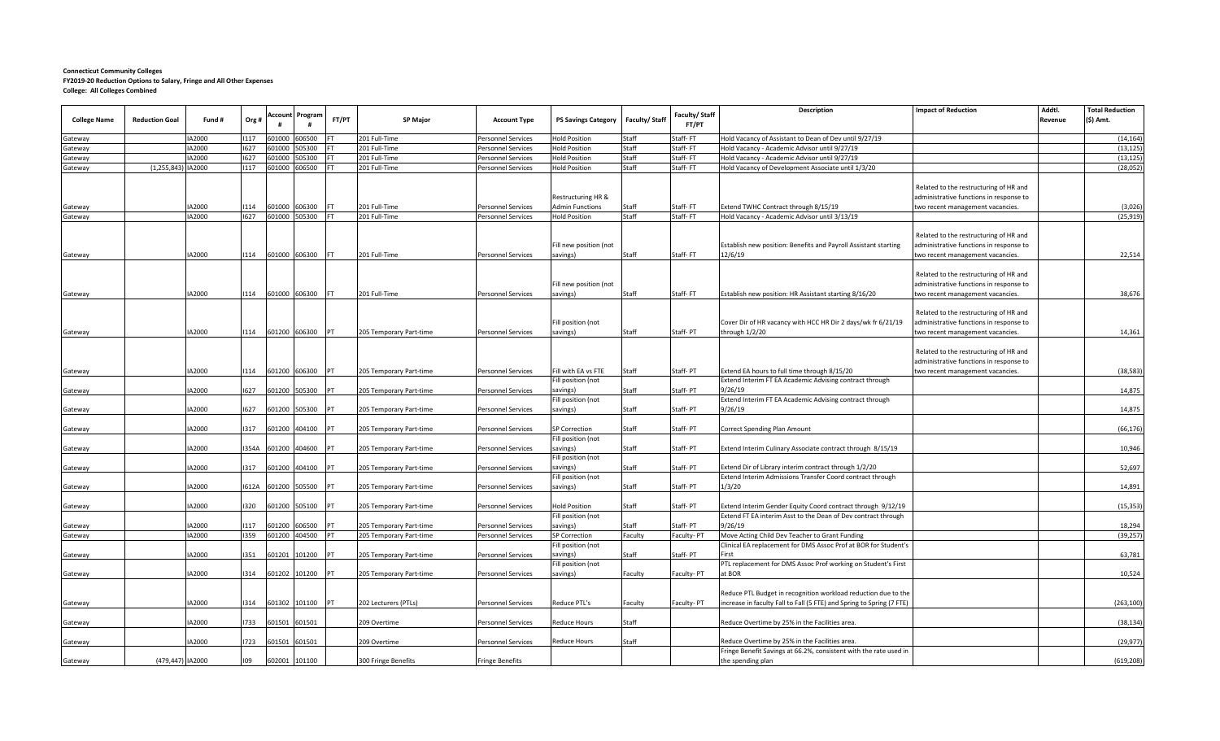**Connecticut Community Colleges**
**FY2019-20 Reduction Options to Salary, Fringe and All Other Expenses**
**College: All Colleges Combined**

| College Name | Reduction Goal | Fund # | Org # | Account # | Program # | FT/PT | SP Major | Account Type | PS Savings Category | Faculty/ Staff | Faculty/ Staff FT/PT | Description | Impact of Reduction | Addtl. Revenue | Total Reduction ($) Amt. |
|---|---|---|---|---|---|---|---|---|---|---|---|---|---|---|---|
| Gateway | | IA2000 | I117 | 601000 | 606500 | FT | 201 Full-Time | Personnel Services | Hold Position | Staff | Staff- FT | Hold Vacancy of Assistant to Dean of Dev until 9/27/19 | | | (14,164) |
| Gateway | | IA2000 | I627 | 601000 | 505300 | FT | 201 Full-Time | Personnel Services | Hold Position | Staff | Staff- FT | Hold Vacancy - Academic Advisor until 9/27/19 | | | (13,125) |
| Gateway | | IA2000 | I627 | 601000 | 505300 | FT | 201 Full-Time | Personnel Services | Hold Position | Staff | Staff- FT | Hold Vacancy - Academic Advisor until 9/27/19 | | | (13,125) |
| Gateway | (1,255,843) | IA2000 | I117 | 601000 | 606500 | FT | 201 Full-Time | Personnel Services | Hold Position | Staff | Staff- FT | Hold Vacancy of Development Associate until 1/3/20 | | | (28,052) |
| Gateway | | IA2000 | I114 | 601000 | 606300 | FT | 201 Full-Time | Personnel Services | Restructuring HR & Admin Functions | Staff | Staff- FT | Extend TWHC Contract through 8/15/19 | Related to the restructuring of HR and administrative functions in response to two recent management vacancies. | | (3,026) |
| Gateway | | IA2000 | I627 | 601000 | 505300 | FT | 201 Full-Time | Personnel Services | Hold Position | Staff | Staff- FT | Hold Vacancy - Academic Advisor until 3/13/19 | | | (25,919) |
| Gateway | | IA2000 | I114 | 601000 | 606300 | FT | 201 Full-Time | Personnel Services | Fill new position (not savings) | Staff | Staff- FT | Establish new position: Benefits and Payroll Assistant starting 12/6/19 | Related to the restructuring of HR and administrative functions in response to two recent management vacancies. | | 22,514 |
| Gateway | | IA2000 | I114 | 601000 | 606300 | FT | 201 Full-Time | Personnel Services | Fill new position (not savings) | Staff | Staff- FT | Establish new position: HR Assistant starting 8/16/20 | Related to the restructuring of HR and administrative functions in response to two recent management vacancies. | | 38,676 |
| Gateway | | IA2000 | I114 | 601200 | 606300 | PT | 205 Temporary Part-time | Personnel Services | Fill position (not savings) | Staff | Staff- PT | Cover Dir of HR vacancy with HCC HR Dir 2 days/wk fr 6/21/19 through 1/2/20 | Related to the restructuring of HR and administrative functions in response to two recent management vacancies. | | 14,361 |
| Gateway | | IA2000 | I114 | 601200 | 606300 | PT | 205 Temporary Part-time | Personnel Services | Fill with EA vs FTE | Staff | Staff- PT | Extend EA hours to full time through 8/15/20 | Related to the restructuring of HR and administrative functions in response to two recent management vacancies. | | (38,583) |
| Gateway | | IA2000 | I627 | 601200 | 505300 | PT | 205 Temporary Part-time | Personnel Services | Fill position (not savings) | Staff | Staff- PT | Extend Interim FT EA Academic Advising contract through 9/26/19 | | | 14,875 |
| Gateway | | IA2000 | I627 | 601200 | 505300 | PT | 205 Temporary Part-time | Personnel Services | Fill position (not savings) | Staff | Staff- PT | Extend Interim FT EA Academic Advising contract through 9/26/19 | | | 14,875 |
| Gateway | | IA2000 | I317 | 601200 | 404100 | PT | 205 Temporary Part-time | Personnel Services | SP Correction | Staff | Staff- PT | Correct Spending Plan Amount | | | (66,176) |
| Gateway | | IA2000 | I354A | 601200 | 404600 | PT | 205 Temporary Part-time | Personnel Services | Fill position (not savings) | Staff | Staff- PT | Extend Interim Culinary Associate contract through 8/15/19 | | | 10,946 |
| Gateway | | IA2000 | I317 | 601200 | 404100 | PT | 205 Temporary Part-time | Personnel Services | Fill position (not savings) | Staff | Staff- PT | Extend Dir of Library interim contract through 1/2/20 | | | 52,697 |
| Gateway | | IA2000 | I612A | 601200 | 505500 | PT | 205 Temporary Part-time | Personnel Services | Fill position (not savings) | Staff | Staff- PT | Extend Interim Admissions Transfer Coord contract through 1/3/20 | | | 14,891 |
| Gateway | | IA2000 | I320 | 601200 | 505100 | PT | 205 Temporary Part-time | Personnel Services | Hold Position | Staff | Staff- PT | Extend Interim Gender Equity Coord contract through 9/12/19 | | | (15,353) |
| Gateway | | IA2000 | I117 | 601200 | 606500 | PT | 205 Temporary Part-time | Personnel Services | Fill position (not savings) | Staff | Staff- PT | Extend FT EA interim Asst to the Dean of Dev contract through 9/26/19 | | | 18,294 |
| Gateway | | IA2000 | I359 | 601200 | 404500 | PT | 205 Temporary Part-time | Personnel Services | SP Correction | Faculty | Faculty- PT | Move Acting Child Dev Teacher to Grant Funding | | | (39,257) |
| Gateway | | IA2000 | I351 | 601201 | 101200 | PT | 205 Temporary Part-time | Personnel Services | Fill position (not savings) | Staff | Staff- PT | Clinical EA replacement for DMS Assoc Prof at BOR for Student's First | | | 63,781 |
| Gateway | | IA2000 | I314 | 601202 | 101200 | PT | 205 Temporary Part-time | Personnel Services | Fill position (not savings) | Faculty | Faculty- PT | PTL replacement for DMS Assoc Prof working on Student's First at BOR | | | 10,524 |
| Gateway | | IA2000 | I314 | 601302 | 101100 | PT | 202 Lecturers (PTLs) | Personnel Services | Reduce PTL's | Faculty | Faculty- PT | Reduce PTL Budget in recognition workload reduction due to the increase in faculty Fall to Fall (5 FTE) and Spring to Spring (7 FTE) | | | (263,100) |
| Gateway | | IA2000 | I733 | 601501 | 601501 | | 209 Overtime | Personnel Services | Reduce Hours | Staff | | Reduce Overtime by 25% in the Facilities area. | | | (38,134) |
| Gateway | | IA2000 | I723 | 601501 | 601501 | | 209 Overtime | Personnel Services | Reduce Hours | Staff | | Reduce Overtime by 25% in the Facilities area. | | | (29,977) |
| Gateway | (479,447) | IA2000 | I09 | 602001 | 101100 | | 300 Fringe Benefits | Fringe Benefits | | | | Fringe Benefit Savings at 66.2%, consistent with the rate used in the spending plan | | | (619,208) |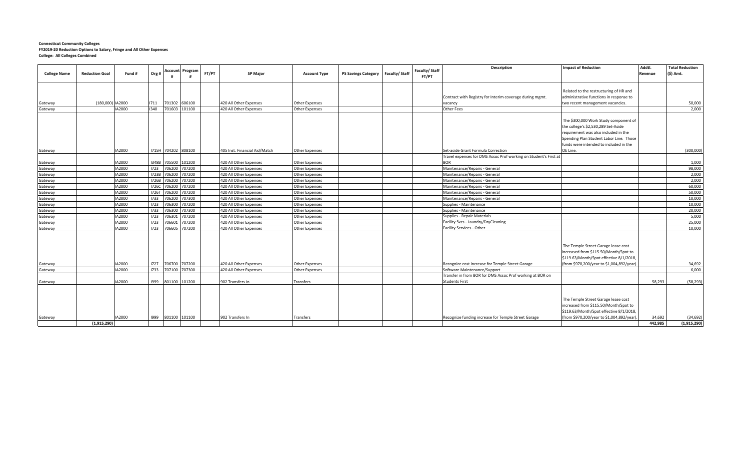**Connecticut Community Colleges**
**FY2019-20 Reduction Options to Salary, Fringe and All Other Expenses**
**College: All Colleges Combined**

| College Name | Reduction Goal | Fund # | Org # | Account # | Program # | FT/PT | SP Major | Account Type | PS Savings Category | Faculty/ Staff | Faculty/ Staff FT/PT | Description | Impact of Reduction | Addtl. Revenue | Total Reduction ($) Amt. |
|---|---|---|---|---|---|---|---|---|---|---|---|---|---|---|---|
| Gateway | (180,000) | IA2000 | I711 | 701302 | 606100 | | 420 All Other Expenses | Other Expenses | | | | Contract with Registry for Interim coverage during mgmt. vacancy | Related to the restructuring of HR and administrative functions in response to two recent management vacancies. | | 50,000 |
| Gateway | | IA2000 | I340 | 701603 | 101100 | | 420 All Other Expenses | Other Expenses | | | | Other Fees | | | 2,000 |
| Gateway | | IA2000 | I715H | 704202 | 808100 | | 405 Inst. Financial Aid/Match | Other Expenses | | | | Set-aside Grant Formula Correction | The $300,000 Work Study component of the college's $2,530,289 Set-Aside requirement was also included in the Spending Plan Student Labor Line. Those funds were intended to included in the OE Line. | | (300,000) |
| Gateway | | IA2000 | I348B | 705500 | 101200 | | 420 All Other Expenses | Other Expenses | | | | Travel expenses for DMS Assoc Prof working on Student's First at BOR | | | 1,000 |
| Gateway | | IA2000 | I723 | 706200 | 707200 | | 420 All Other Expenses | Other Expenses | | | | Maintenance/Repairs - General | | | 98,000 |
| Gateway | | IA2000 | I723B | 706200 | 707200 | | 420 All Other Expenses | Other Expenses | | | | Maintenance/Repairs - General | | | 2,000 |
| Gateway | | IA2000 | I726B | 706200 | 707200 | | 420 All Other Expenses | Other Expenses | | | | Maintenance/Repairs - General | | | 2,000 |
| Gateway | | IA2000 | I726C | 706200 | 707200 | | 420 All Other Expenses | Other Expenses | | | | Maintenance/Repairs - General | | | 60,000 |
| Gateway | | IA2000 | I726T | 706200 | 707200 | | 420 All Other Expenses | Other Expenses | | | | Maintenance/Repairs - General | | | 50,000 |
| Gateway | | IA2000 | I733 | 706200 | 707300 | | 420 All Other Expenses | Other Expenses | | | | Maintenance/Repairs - General | | | 10,000 |
| Gateway | | IA2000 | I723 | 706300 | 707200 | | 420 All Other Expenses | Other Expenses | | | | Supplies - Maintenance | | | 10,000 |
| Gateway | | IA2000 | I733 | 706300 | 707300 | | 420 All Other Expenses | Other Expenses | | | | Supplies - Maintenance | | | 20,000 |
| Gateway | | IA2000 | I723 | 706301 | 707200 | | 420 All Other Expenses | Other Expenses | | | | Supplies - Repair Materials | | | 5,000 |
| Gateway | | IA2000 | I723 | 706601 | 707200 | | 420 All Other Expenses | Other Expenses | | | | Facility Svcs - Laundry/DryCleaning | | | 25,000 |
| Gateway | | IA2000 | I723 | 706605 | 707200 | | 420 All Other Expenses | Other Expenses | | | | Facility Services - Other | | | 10,000 |
| Gateway | | IA2000 | I727 | 706700 | 707200 | | 420 All Other Expenses | Other Expenses | | | | Recognize cost increase for Temple Street Garage | The Temple Street Garage lease cost increased from $115.50/Month/Spot to $119.63/Month/Spot effective 8/1/2018, (from $970,200/year to $1,004,892/year). | | 34,692 |
| Gateway | | IA2000 | I733 | 707100 | 707300 | | 420 All Other Expenses | Other Expenses | | | | Software Maintenance/Support | | | 6,000 |
| Gateway | | IA2000 | I999 | 801100 | 101200 | | 902 Transfers In | Transfers | | | | Transfer in from BOR for DMS Assoc Prof working at BOR on Students First | | 58,293 | (58,293) |
| Gateway | | IA2000 | I999 | 801100 | 101100 | | 902 Transfers In | Transfers | | | | Recognize funding increase for Temple Street Garage | The Temple Street Garage lease cost increased from $115.50/Month/Spot to $119.63/Month/Spot effective 8/1/2018, (from $970,200/year to $1,004,892/year). | 34,692 | (34,692) |
| | (1,915,290) | | | | | | | | | | | | | 442,985 | (1,915,290) |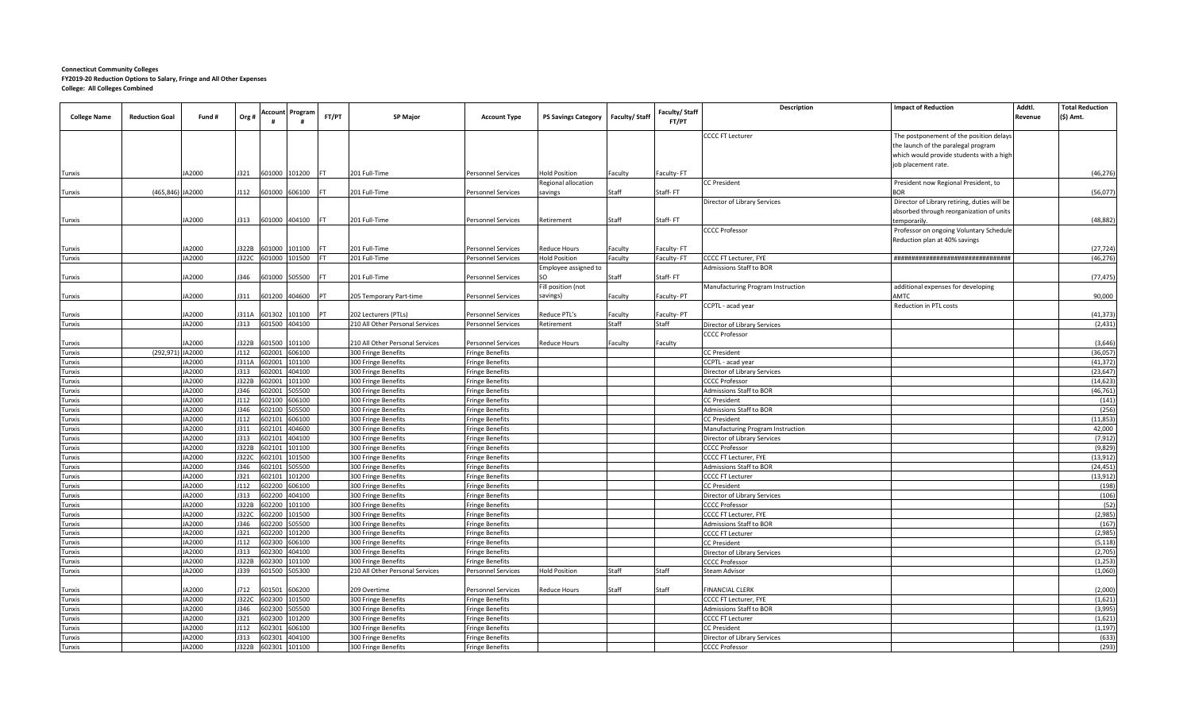**Connecticut Community Colleges**
**FY2019-20 Reduction Options to Salary, Fringe and All Other Expenses**
**College: All Colleges Combined**

| College Name | Reduction Goal | Fund # | Org # | Account # | Program # | FT/PT | SP Major | Account Type | PS Savings Category | Faculty/ Staff | Faculty/ Staff FT/PT | Description | Impact of Reduction | Addtl. Revenue | Total Reduction ($) Amt. |
|---|---|---|---|---|---|---|---|---|---|---|---|---|---|---|---|
| Tunxis | | JA2000 | J321 | 601000 | 101200 | FT | 201 Full-Time | Personnel Services | Hold Position | Faculty | Faculty- FT | CCCC FT Lecturer | The postponement of the position delays the launch of the paralegal program which would provide students with a high job placement rate. | | (46,276) |
| Tunxis | (465,846) | JA2000 | J112 | 601000 | 606100 | FT | 201 Full-Time | Personnel Services | Regional allocation savings | Staff | Staff- FT | CC President | President now Regional President, to BOR | | (56,077) |
| Tunxis | | JA2000 | J313 | 601000 | 404100 | FT | 201 Full-Time | Personnel Services | Retirement | Staff | Staff- FT | Director of Library Services | Director of Library retiring, duties will be absorbed through reorganization of units temporarily. | | (48,882) |
| Tunxis | | JA2000 | J322B | 601000 | 101100 | FT | 201 Full-Time | Personnel Services | Reduce Hours | Faculty | Faculty- FT | CCCC Professor | Professor on ongoing Voluntary Schedule Reduction plan at 40% savings | | (27,724) |
| Tunxis | | JA2000 | J322C | 601000 | 101500 | FT | 201 Full-Time | Personnel Services | Hold Position | Faculty | Faculty- FT | CCCC FT Lecturer, FYE | ################################ | | (46,276) |
| Tunxis | | JA2000 | J346 | 601000 | 505500 | FT | 201 Full-Time | Personnel Services | Employee assigned to SO | Staff | Staff- FT | Admissions Staff to BOR | | | (77,475) |
| Tunxis | | JA2000 | J311 | 601200 | 404600 | PT | 205 Temporary Part-time | Personnel Services | Fill position (not savings) | Faculty | Faculty- PT | Manufacturing Program Instruction | additional expenses for developing AMTC | | 90,000 |
| Tunxis | | JA2000 | J311A | 601302 | 101100 | PT | 202 Lecturers (PTLs) | Personnel Services | Reduce PTL's | Faculty | Faculty- PT | CCPTL - acad year | Reduction in PTL costs | | (41,373) |
| Tunxis | | JA2000 | J313 | 601500 | 404100 | | 210 All Other Personal Services | Personnel Services | Retirement | Staff | Staff | Director of Library Services | | | (2,431) |
| Tunxis | | JA2000 | J322B | 601500 | 101100 | | 210 All Other Personal Services | Personnel Services | Reduce Hours | Faculty | Faculty | CCCC Professor | | | (3,646) |
| Tunxis | (292,971) | JA2000 | J112 | 602001 | 606100 | | 300 Fringe Benefits | Fringe Benefits | | | | CC President | | | (36,057) |
| Tunxis | | JA2000 | J311A | 602001 | 101100 | | 300 Fringe Benefits | Fringe Benefits | | | | CCPTL - acad year | | | (41,372) |
| Tunxis | | JA2000 | J313 | 602001 | 404100 | | 300 Fringe Benefits | Fringe Benefits | | | | Director of Library Services | | | (23,647) |
| Tunxis | | JA2000 | J322B | 602001 | 101100 | | 300 Fringe Benefits | Fringe Benefits | | | | CCCC Professor | | | (14,623) |
| Tunxis | | JA2000 | J346 | 602001 | 505500 | | 300 Fringe Benefits | Fringe Benefits | | | | Admissions Staff to BOR | | | (46,761) |
| Tunxis | | JA2000 | J112 | 602100 | 606100 | | 300 Fringe Benefits | Fringe Benefits | | | | CC President | | | (141) |
| Tunxis | | JA2000 | J346 | 602100 | 505500 | | 300 Fringe Benefits | Fringe Benefits | | | | Admissions Staff to BOR | | | (256) |
| Tunxis | | JA2000 | J112 | 602101 | 606100 | | 300 Fringe Benefits | Fringe Benefits | | | | CC President | | | (11,853) |
| Tunxis | | JA2000 | J311 | 602101 | 404600 | | 300 Fringe Benefits | Fringe Benefits | | | | Manufacturing Program Instruction | | | 42,000 |
| Tunxis | | JA2000 | J313 | 602101 | 404100 | | 300 Fringe Benefits | Fringe Benefits | | | | Director of Library Services | | | (7,912) |
| Tunxis | | JA2000 | J322B | 602101 | 101100 | | 300 Fringe Benefits | Fringe Benefits | | | | CCCC Professor | | | (9,829) |
| Tunxis | | JA2000 | J322C | 602101 | 101500 | | 300 Fringe Benefits | Fringe Benefits | | | | CCCC FT Lecturer, FYE | | | (13,912) |
| Tunxis | | JA2000 | J346 | 602101 | 505500 | | 300 Fringe Benefits | Fringe Benefits | | | | Admissions Staff to BOR | | | (24,451) |
| Tunxis | | JA2000 | J321 | 602101 | 101200 | | 300 Fringe Benefits | Fringe Benefits | | | | CCCC FT Lecturer | | | (13,912) |
| Tunxis | | JA2000 | J112 | 602200 | 606100 | | 300 Fringe Benefits | Fringe Benefits | | | | CC President | | | (198) |
| Tunxis | | JA2000 | J313 | 602200 | 404100 | | 300 Fringe Benefits | Fringe Benefits | | | | Director of Library Services | | | (106) |
| Tunxis | | JA2000 | J322B | 602200 | 101100 | | 300 Fringe Benefits | Fringe Benefits | | | | CCCC Professor | | | (52) |
| Tunxis | | JA2000 | J322C | 602200 | 101500 | | 300 Fringe Benefits | Fringe Benefits | | | | CCCC FT Lecturer, FYE | | | (2,985) |
| Tunxis | | JA2000 | J346 | 602200 | 505500 | | 300 Fringe Benefits | Fringe Benefits | | | | Admissions Staff to BOR | | | (167) |
| Tunxis | | JA2000 | J321 | 602200 | 101200 | | 300 Fringe Benefits | Fringe Benefits | | | | CCCC FT Lecturer | | | (2,985) |
| Tunxis | | JA2000 | J112 | 602300 | 606100 | | 300 Fringe Benefits | Fringe Benefits | | | | CC President | | | (5,118) |
| Tunxis | | JA2000 | J313 | 602300 | 404100 | | 300 Fringe Benefits | Fringe Benefits | | | | Director of Library Services | | | (2,705) |
| Tunxis | | JA2000 | J322B | 602300 | 101100 | | 300 Fringe Benefits | Fringe Benefits | | | | CCCC Professor | | | (1,253) |
| Tunxis | | JA2000 | J339 | 601500 | 505300 | | 210 All Other Personal Services | Personnel Services | Hold Position | Staff | Staff | Steam Advisor | | | (1,060) |
| Tunxis | | JA2000 | J712 | 601501 | 606200 | | 209 Overtime | Personnel Services | Reduce Hours | Staff | Staff | FINANCIAL CLERK | | | (2,000) |
| Tunxis | | JA2000 | J322C | 602300 | 101500 | | 300 Fringe Benefits | Fringe Benefits | | | | CCCC FT Lecturer, FYE | | | (1,621) |
| Tunxis | | JA2000 | J346 | 602300 | 505500 | | 300 Fringe Benefits | Fringe Benefits | | | | Admissions Staff to BOR | | | (3,995) |
| Tunxis | | JA2000 | J321 | 602300 | 101200 | | 300 Fringe Benefits | Fringe Benefits | | | | CCCC FT Lecturer | | | (1,621) |
| Tunxis | | JA2000 | J112 | 602301 | 606100 | | 300 Fringe Benefits | Fringe Benefits | | | | CC President | | | (1,197) |
| Tunxis | | JA2000 | J313 | 602301 | 404100 | | 300 Fringe Benefits | Fringe Benefits | | | | Director of Library Services | | | (633) |
| Tunxis | | JA2000 | J322B | 602301 | 101100 | | 300 Fringe Benefits | Fringe Benefits | | | | CCCC Professor | | | (293) |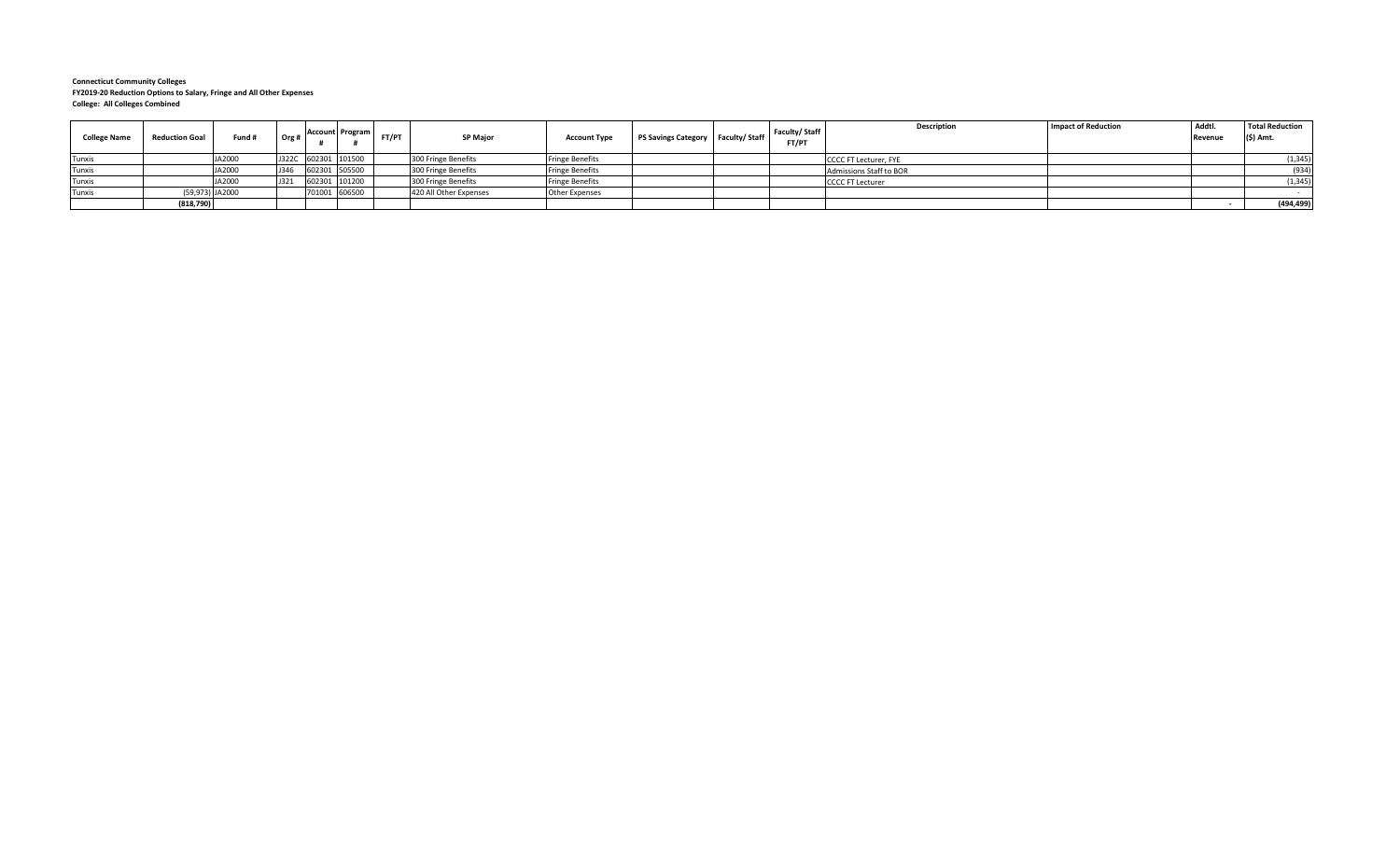**Connecticut Community Colleges**
**FY2019-20 Reduction Options to Salary, Fringe and All Other Expenses**
**College: All Colleges Combined**

| College Name | Reduction Goal | Fund # | Org # | Account # | Program # | FT/PT | SP Major | Account Type | PS Savings Category | Faculty/ Staff | Faculty/ Staff FT/PT | Description | Impact of Reduction | Addtl. Revenue | Total Reduction ($) Amt. |
|---|---|---|---|---|---|---|---|---|---|---|---|---|---|---|---|
| Tunxis | | JA2000 | J322C | 602301 | 101500 | | 300 Fringe Benefits | Fringe Benefits | | | | CCCC FT Lecturer, FYE | | | (1,345) |
| Tunxis | | JA2000 | J346 | 602301 | 505500 | | 300 Fringe Benefits | Fringe Benefits | | | | Admissions Staff to BOR | | | (934) |
| Tunxis | | JA2000 | J321 | 602301 | 101200 | | 300 Fringe Benefits | Fringe Benefits | | | | CCCC FT Lecturer | | | (1,345) |
| Tunxis | (59,973) | JA2000 | | 701001 | 606500 | | 420 All Other Expenses | Other Expenses | | | | | | | - |
| | (818,790) | | | | | | | | | | | | | - | (494,499) |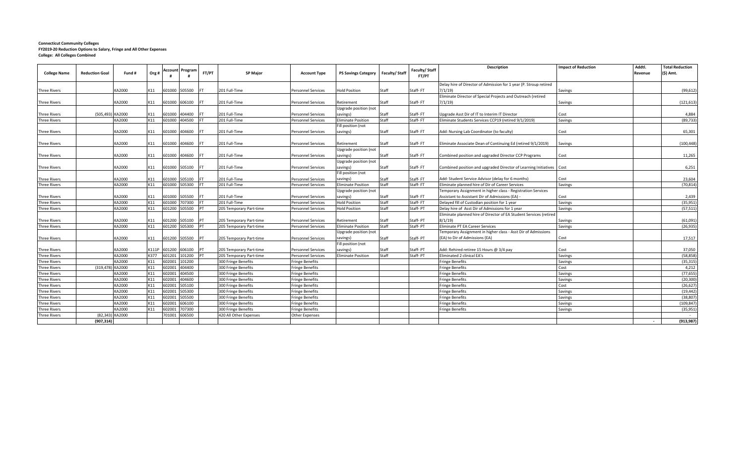**Connecticut Community Colleges**
**FY2019-20 Reduction Options to Salary, Fringe and All Other Expenses**
**College: All Colleges Combined**

| College Name | Reduction Goal | Fund # | Org # | Account # | Program # | FT/PT | SP Major | Account Type | PS Savings Category | Faculty/ Staff | Faculty/ Staff FT/PT | Description | Impact of Reduction | Addtl. Revenue | Total Reduction ($) Amt. |
|---|---|---|---|---|---|---|---|---|---|---|---|---|---|---|---|
| Three Rivers | | KA2000 | K11 | 601000 | 505500 | FT | 201 Full-Time | Personnel Services | Hold Position | Staff | Staff- FT | Delay hire of Director of Admission for 1 year (P. Stroup retired 7/1/19) | Savings | | (99,612) |
| Three Rivers | | KA2000 | K11 | 601000 | 606100 | FT | 201 Full-Time | Personnel Services | Retirement | Staff | Staff- FT | Eliminate Director of Special Projects and Outreach (retired 7/1/19) | Savings | | (121,613) |
| Three Rivers | (505,493) | KA2000 | K11 | 601000 | 404400 | FT | 201 Full-Time | Personnel Services | Upgrade position (not savings) | Staff | Staff- FT | Upgrade Asst Dir of IT to Interim IT Director | Cost | | 4,884 |
| Three Rivers | | KA2000 | K11 | 601000 | 404500 | FT | 201 Full-Time | Personnel Services | Eliminate Position | Staff | Staff- FT | Eliminate Students Services CCP19 (retired 9/1/2019) | Savings | | (89,733) |
| Three Rivers | | KA2000 | K11 | 601000 | 404600 | FT | 201 Full-Time | Personnel Services | Fill position (not savings) | Staff | Staff- FT | Add: Nursing Lab Coordinator (to faculty) | Cost | | 65,301 |
| Three Rivers | | KA2000 | K11 | 601000 | 404600 | FT | 201 Full-Time | Personnel Services | Retirement | Staff | Staff- FT | Eliminate Associate Dean of Continuing Ed (retired 9/1/2019) | Savings | | (100,448) |
| Three Rivers | | KA2000 | K11 | 601000 | 404600 | FT | 201 Full-Time | Personnel Services | Upgrade position (not savings) | Staff | Staff- FT | Combined position and upgraded Director CCP Programs | Cost | | 11,265 |
| Three Rivers | | KA2000 | K11 | 601000 | 505100 | FT | 201 Full-Time | Personnel Services | Upgrade position (not savings) | Staff | Staff- FT | Combined position and upgraded Director of Learning Initiatives | Cost | | 6,251 |
| Three Rivers | | KA2000 | K11 | 601000 | 505100 | FT | 201 Full-Time | Personnel Services | Fill position (not savings) | Staff | Staff- FT | Add: Student Service Advisor (delay for 6 months) | Cost | | 23,604 |
| Three Rivers | | KA2000 | K11 | 601000 | 505300 | FT | 201 Full-Time | Personnel Services | Eliminate Position | Staff | Staff- FT | Eliminate planned hire of Dir of Career Services | Savings | | (70,814) |
| Three Rivers | | KA2000 | K11 | 601000 | 505500 | FT | 201 Full-Time | Personnel Services | Upgrade position (not savings) | Staff | Staff- FT | Temporary Assignment in higher class - Registration Services Assistant to Assistant Dir of Admissions (EA) - | Cost | | 2,439 |
| Three Rivers | | KA2000 | K11 | 601000 | 707300 | FT | 201 Full-Time | Personnel Services | Hold Position | Staff | Staff- FT | Delayed fill of Custodian position for 1 year | Savings | | (35,951) |
| Three Rivers | | KA2000 | K11 | 601200 | 505500 | PT | 205 Temporary Part-time | Personnel Services | Hold Position | Staff | Staff- PT | Delay hire of Asst Dir of Admissions for 1 year | Savings | | (57,511) |
| Three Rivers | | KA2000 | K11 | 601200 | 505100 | PT | 205 Temporary Part-time | Personnel Services | Retirement | Staff | Staff- PT | Eliminate planned hire of Director of EA Student Services (retired 8/1/19) | Savings | | (61,091) |
| Three Rivers | | KA2000 | K11 | 601200 | 505300 | PT | 205 Temporary Part-time | Personnel Services | Eliminate Position | Staff | Staff- PT | Eliminate PT EA Career Services | Savings | | (26,935) |
| Three Rivers | | KA2000 | K11 | 601200 | 505500 | PT | 205 Temporary Part-time | Personnel Services | Upgrade position (not savings) | Staff | Staff- PT | Temporary Assignment in higher class - Asst Dir of Admissions (EA) to Dir of Admissions (EA) | Cost | | 17,517 |
| Three Rivers | | KA2000 | K111P | 601200 | 606100 | PT | 205 Temporary Part-time | Personnel Services | Fill position (not savings) | Staff | Staff- PT | Add: Rehired retiree 15 Hours @ 3/4 pay | Cost | | 37,050 |
| Three Rivers | | KA2000 | K377 | 601201 | 101200 | PT | 205 Temporary Part-time | Personnel Services | Eliminate Position | Staff | Staff- PT | Eliminated 2 clinical EA's | Savings | | (58,858) |
| Three Rivers | | KA2000 | K11 | 602001 | 101200 | | 300 Fringe Benefits | Fringe Benefits | | | | Fringe Benefits | Savings | | (35,315) |
| Three Rivers | (319,478) | KA2000 | K11 | 602001 | 404400 | | 300 Fringe Benefits | Fringe Benefits | | | | Fringe Benefits | Cost | | 4,212 |
| Three Rivers | | KA2000 | K11 | 602001 | 404500 | | 300 Fringe Benefits | Fringe Benefits | | | | Fringe Benefits | Savings | | (77,655) |
| Three Rivers | | KA2000 | K11 | 602001 | 404600 | | 300 Fringe Benefits | Fringe Benefits | | | | Fringe Benefits | Savings | | (20,300) |
| Three Rivers | | KA2000 | K11 | 602001 | 505100 | | 300 Fringe Benefits | Fringe Benefits | | | | Fringe Benefits | Cost | | (26,627) |
| Three Rivers | | KA2000 | K11 | 602001 | 505300 | | 300 Fringe Benefits | Fringe Benefits | | | | Fringe Benefits | Savings | | (19,442) |
| Three Rivers | | KA2000 | K11 | 602001 | 505500 | | 300 Fringe Benefits | Fringe Benefits | | | | Fringe Benefits | Savings | | (38,807) |
| Three Rivers | | KA2000 | K11 | 602001 | 606100 | | 300 Fringe Benefits | Fringe Benefits | | | | Fringe Benefits | Savings | | (109,847) |
| Three Rivers | | KA2000 | K11 | 602001 | 707300 | | 300 Fringe Benefits | Fringe Benefits | | | | Fringe Benefits | Savings | | (35,951) |
| Three Rivers | (82,343) | KA2000 | | 701001 | 606500 | | 420 All Other Expenses | Other Expenses | | | | | | | - |
| | (907,314) | | | | | | | | | | | | | - | (913,987) |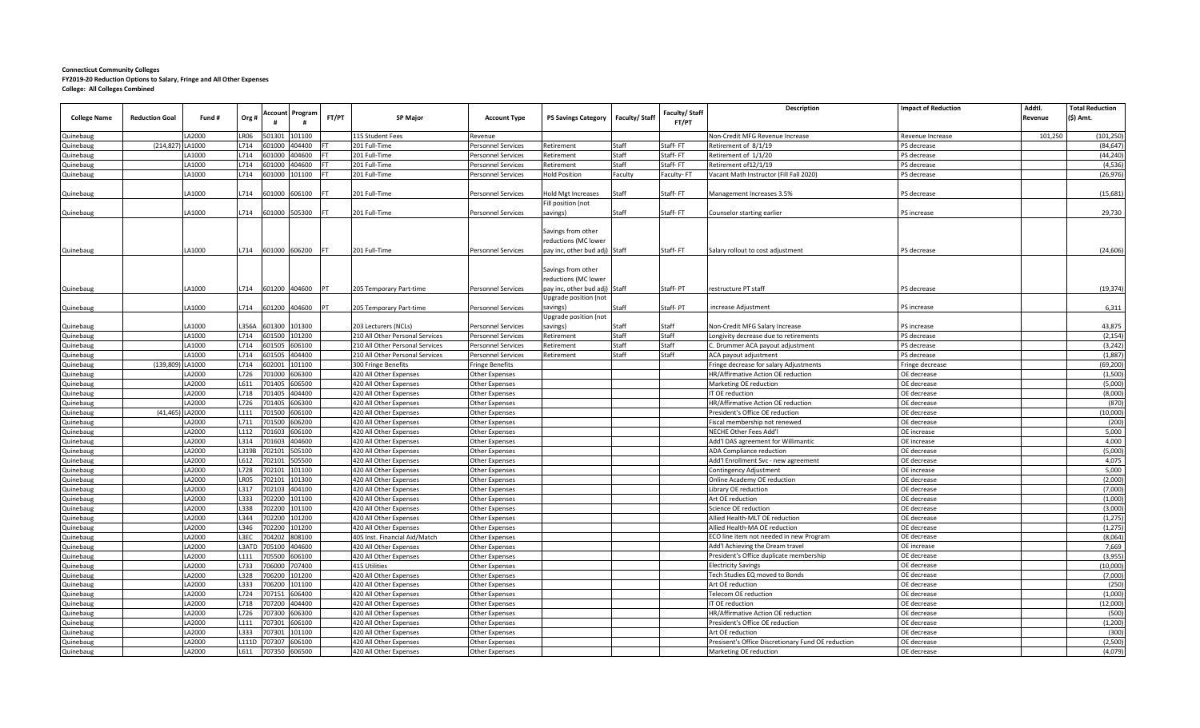**Connecticut Community Colleges**
**FY2019-20 Reduction Options to Salary, Fringe and All Other Expenses**
**College: All Colleges Combined**

| College Name | Reduction Goal | Fund # | Org # | Account # | Program # | FT/PT | SP Major | Account Type | PS Savings Category | Faculty/ Staff | Faculty/ Staff FT/PT | Description | Impact of Reduction | Addtl. Revenue | Total Reduction ($) Amt. |
|---|---|---|---|---|---|---|---|---|---|---|---|---|---|---|---|
| Quinebaug | | LA2000 | LR06 | 501301 | 101100 | | 115 Student Fees | Revenue | | | | Non-Credit MFG Revenue Increase | Revenue Increase | 101,250 | (101,250) |
| Quinebaug | (214,827) | LA1000 | L714 | 601000 | 404400 | FT | 201 Full-Time | Personnel Services | Retirement | Staff | Staff- FT | Retirement of 8/1/19 | PS decrease | | (84,647) |
| Quinebaug | | LA1000 | L714 | 601000 | 404600 | FT | 201 Full-Time | Personnel Services | Retirement | Staff | Staff- FT | Retirement of 1/1/20 | PS decrease | | (44,240) |
| Quinebaug | | LA1000 | L714 | 601000 | 404600 | FT | 201 Full-Time | Personnel Services | Retirement | Staff | Staff- FT | Retirement of12/1/19 | PS decrease | | (4,536) |
| Quinebaug | | LA1000 | L714 | 601000 | 101100 | FT | 201 Full-Time | Personnel Services | Hold Position | Faculty | Faculty- FT | Vacant Math Instructor (Fill Fall 2020) | PS decrease | | (26,976) |
| Quinebaug | | LA1000 | L714 | 601000 | 606100 | FT | 201 Full-Time | Personnel Services | Hold Mgt Increases | Staff | Staff- FT | Management Increases 3.5% | PS decrease | | (15,681) |
| Quinebaug | | LA1000 | L714 | 601000 | 505300 | FT | 201 Full-Time | Personnel Services | Fill position (not savings) | Staff | Staff- FT | Counselor starting earlier | PS increase | | 29,730 |
| Quinebaug | | LA1000 | L714 | 601000 | 606200 | FT | 201 Full-Time | Personnel Services | Savings from other reductions (MC lower pay inc, other bud adj) | Staff | Staff- FT | Salary rollout to cost adjustment | PS decrease | | (24,606) |
| Quinebaug | | LA1000 | L714 | 601200 | 404600 | PT | 205 Temporary Part-time | Personnel Services | Savings from other reductions (MC lower pay inc, other bud adj) | Staff | Staff- PT | restructure PT staff | PS decrease | | (19,374) |
| Quinebaug | | LA1000 | L714 | 601200 | 404600 | PT | 205 Temporary Part-time | Personnel Services | Upgrade position (not savings) | Staff | Staff- PT | increase Adjustment | PS increase | | 6,311 |
| Quinebaug | | LA1000 | L356A | 601300 | 101300 | | 203 Lecturers (NCLs) | Personnel Services | Upgrade position (not savings) | Staff | Staff | Non-Credit MFG Salary Increase | PS increase | | 43,875 |
| Quinebaug | | LA1000 | L714 | 601500 | 101200 | | 210 All Other Personal Services | Personnel Services | Retirement | Staff | Staff | Longivity decrease due to retirements | PS decrease | | (2,154) |
| Quinebaug | | LA1000 | L714 | 601505 | 606100 | | 210 All Other Personal Services | Personnel Services | Retirement | Staff | Staff | C. Drummer ACA payout adjustment | PS decrease | | (3,242) |
| Quinebaug | | LA1000 | L714 | 601505 | 404400 | | 210 All Other Personal Services | Personnel Services | Retirement | Staff | Staff | ACA payout adjustment | PS decrease | | (1,887) |
| Quinebaug | (139,809) | LA1000 | L714 | 602001 | 101100 | | 300 Fringe Benefits | Fringe Benefits | | | | Fringe decrease for salary Adjustments | Fringe decrease | | (69,200) |
| Quinebaug | | LA2000 | L726 | 701000 | 606300 | | 420 All Other Expenses | Other Expenses | | | | HR/Affirmative Action OE reduction | OE decrease | | (1,500) |
| Quinebaug | | LA2000 | L611 | 701405 | 606500 | | 420 All Other Expenses | Other Expenses | | | | Marketing OE reduction | OE decrease | | (5,000) |
| Quinebaug | | LA2000 | L718 | 701405 | 404400 | | 420 All Other Expenses | Other Expenses | | | | IT OE reduction | OE decrease | | (8,000) |
| Quinebaug | | LA2000 | L726 | 701405 | 606300 | | 420 All Other Expenses | Other Expenses | | | | HR/Affirmative Action OE reduction | OE decrease | | (870) |
| Quinebaug | (41,465) | LA2000 | L111 | 701500 | 606100 | | 420 All Other Expenses | Other Expenses | | | | President's Office OE reduction | OE decrease | | (10,000) |
| Quinebaug | | LA2000 | L711 | 701500 | 606200 | | 420 All Other Expenses | Other Expenses | | | | Fiscal membership not renewed | OE decrease | | (200) |
| Quinebaug | | LA2000 | L112 | 701603 | 606100 | | 420 All Other Expenses | Other Expenses | | | | NECHE Other Fees Add'l | OE increase | | 5,000 |
| Quinebaug | | LA2000 | L314 | 701603 | 404600 | | 420 All Other Expenses | Other Expenses | | | | Add'l DAS agreement for Willimantic | OE increase | | 4,000 |
| Quinebaug | | LA2000 | L319B | 702101 | 505100 | | 420 All Other Expenses | Other Expenses | | | | ADA Compliance reduction | OE decrease | | (5,000) |
| Quinebaug | | LA2000 | L612 | 702101 | 505500 | | 420 All Other Expenses | Other Expenses | | | | Add'l Enrollment Svc - new agreement | OE decrease | | 4,075 |
| Quinebaug | | LA2000 | L728 | 702101 | 101100 | | 420 All Other Expenses | Other Expenses | | | | Contingency Adjustment | OE increase | | 5,000 |
| Quinebaug | | LA2000 | LR05 | 702101 | 101300 | | 420 All Other Expenses | Other Expenses | | | | Online Academy OE reduction | OE decrease | | (2,000) |
| Quinebaug | | LA2000 | L317 | 702103 | 404100 | | 420 All Other Expenses | Other Expenses | | | | Library OE reduction | OE decrease | | (7,000) |
| Quinebaug | | LA2000 | L333 | 702200 | 101100 | | 420 All Other Expenses | Other Expenses | | | | Art OE reduction | OE decrease | | (1,000) |
| Quinebaug | | LA2000 | L338 | 702200 | 101100 | | 420 All Other Expenses | Other Expenses | | | | Science OE reduction | OE decrease | | (3,000) |
| Quinebaug | | LA2000 | L344 | 702200 | 101200 | | 420 All Other Expenses | Other Expenses | | | | Allied Health-MLT OE reduction | OE decrease | | (1,275) |
| Quinebaug | | LA2000 | L346 | 702200 | 101200 | | 420 All Other Expenses | Other Expenses | | | | Allied Health-MA OE reduction | OE decrease | | (1,275) |
| Quinebaug | | LA2000 | L3EC | 704202 | 808100 | | 405 Inst. Financial Aid/Match | Other Expenses | | | | ECO line item not needed in new Program | OE decrease | | (8,064) |
| Quinebaug | | LA2000 | L3ATD | 705100 | 404600 | | 420 All Other Expenses | Other Expenses | | | | Add'l Achieving the Dream travel | OE increase | | 7,669 |
| Quinebaug | | LA2000 | L111 | 705500 | 606100 | | 420 All Other Expenses | Other Expenses | | | | President's Office duplicate membership | OE decrease | | (3,955) |
| Quinebaug | | LA2000 | L733 | 706000 | 707400 | | 415 Utilities | Other Expenses | | | | Electricity Savings | OE decrease | | (10,000) |
| Quinebaug | | LA2000 | L328 | 706200 | 101200 | | 420 All Other Expenses | Other Expenses | | | | Tech Studies EQ moved to Bonds | OE decrease | | (7,000) |
| Quinebaug | | LA2000 | L333 | 706200 | 101100 | | 420 All Other Expenses | Other Expenses | | | | Art OE reduction | OE decrease | | (250) |
| Quinebaug | | LA2000 | L724 | 707151 | 606400 | | 420 All Other Expenses | Other Expenses | | | | Telecom OE reduction | OE decrease | | (1,000) |
| Quinebaug | | LA2000 | L718 | 707200 | 404400 | | 420 All Other Expenses | Other Expenses | | | | IT OE reduction | OE decrease | | (12,000) |
| Quinebaug | | LA2000 | L726 | 707300 | 606300 | | 420 All Other Expenses | Other Expenses | | | | HR/Affirmative Action OE reduction | OE decrease | | (500) |
| Quinebaug | | LA2000 | L111 | 707301 | 606100 | | 420 All Other Expenses | Other Expenses | | | | President's Office OE reduction | OE decrease | | (1,200) |
| Quinebaug | | LA2000 | L333 | 707301 | 101100 | | 420 All Other Expenses | Other Expenses | | | | Art OE reduction | OE decrease | | (300) |
| Quinebaug | | LA2000 | L111D | 707307 | 606100 | | 420 All Other Expenses | Other Expenses | | | | Presisent's Office Discretionary Fund OE reduction | OE decrease | | (2,500) |
| Quinebaug | | LA2000 | L611 | 707350 | 606500 | | 420 All Other Expenses | Other Expenses | | | | Marketing OE reduction | OE decrease | | (4,079) |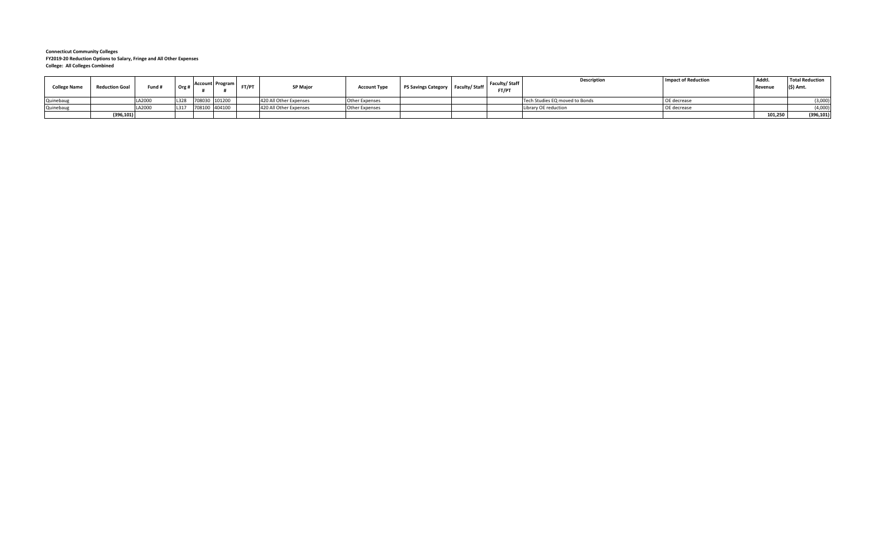**Connecticut Community Colleges**
**FY2019-20 Reduction Options to Salary, Fringe and All Other Expenses**
**College: All Colleges Combined**

| College Name | Reduction Goal | Fund # | Org # | Account # | Program # | FT/PT | SP Major | Account Type | PS Savings Category | Faculty/ Staff | Faculty/ Staff FT/PT | Description | Impact of Reduction | Addtl. Revenue | Total Reduction ($) Amt. |
|---|---|---|---|---|---|---|---|---|---|---|---|---|---|---|---|
| Quinebaug | | LA2000 | L328 | 708030 | 101200 | | 420 All Other Expenses | Other Expenses | | | | Tech Studies EQ moved to Bonds | OE decrease | | (3,000) |
| Quinebaug | | LA2000 | L317 | 708100 | 404100 | | 420 All Other Expenses | Other Expenses | | | | Library OE reduction | OE decrease | | (4,000) |
| | (396,101) | | | | | | | | | | | | | 101,250 | (396,101) |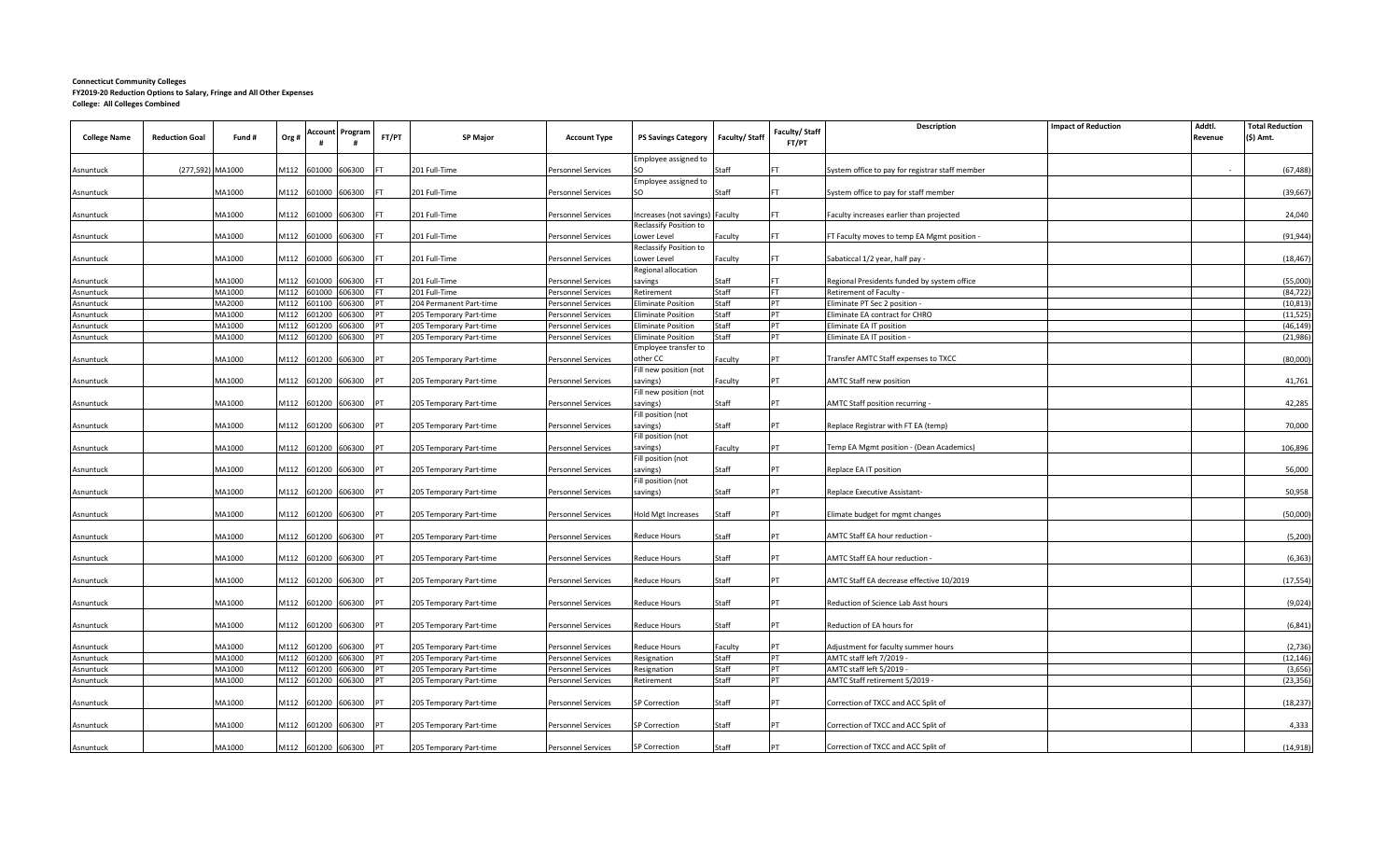**Connecticut Community Colleges**
**FY2019-20 Reduction Options to Salary, Fringe and All Other Expenses**
**College: All Colleges Combined**

| College Name | Reduction Goal | Fund # | Org # | Account # | Program # | FT/PT | SP Major | Account Type | PS Savings Category | Faculty/ Staff | Faculty/ Staff FT/PT | Description | Impact of Reduction | Addtl. Revenue | Total Reduction ($) Amt. |
|---|---|---|---|---|---|---|---|---|---|---|---|---|---|---|---|
| Asnuntuck | (277,592) | MA1000 | M112 | 601000 | 606300 | FT | 201 Full-Time | Personnel Services | Employee assigned to SO | Staff | FT | System office to pay for registrar staff member | | - | (67,488) |
| Asnuntuck | | MA1000 | M112 | 601000 | 606300 | FT | 201 Full-Time | Personnel Services | Employee assigned to SO | Staff | FT | System office to pay for staff member | | | (39,667) |
| Asnuntuck | | MA1000 | M112 | 601000 | 606300 | FT | 201 Full-Time | Personnel Services | Increases (not savings) | Faculty | FT | Faculty increases earlier than projected | | | 24,040 |
| Asnuntuck | | MA1000 | M112 | 601000 | 606300 | FT | 201 Full-Time | Personnel Services | Reclassify Position to Lower Level | Faculty | FT | FT Faculty moves to temp EA Mgmt position - | | | (91,944) |
| Asnuntuck | | MA1000 | M112 | 601000 | 606300 | FT | 201 Full-Time | Personnel Services | Reclassify Position to Lower Level | Faculty | FT | Sabaticcal 1/2 year, half pay - | | | (18,467) |
| Asnuntuck | | MA1000 | M112 | 601000 | 606300 | FT | 201 Full-Time | Personnel Services | Regional allocation savings | Staff | FT | Regional Presidents funded by system office | | | (55,000) |
| Asnuntuck | | MA1000 | M112 | 601000 | 606300 | FT | 201 Full-Time | Personnel Services | Retirement | Staff | FT | Retirement of Faculty - | | | (84,722) |
| Asnuntuck | | MA2000 | M112 | 601100 | 606300 | PT | 204 Permanent Part-time | Personnel Services | Eliminate Position | Staff | PT | Eliminate PT Sec 2 position - | | | (10,813) |
| Asnuntuck | | MA1000 | M112 | 601200 | 606300 | PT | 205 Temporary Part-time | Personnel Services | Eliminate Position | Staff | PT | Eliminate EA contract for CHRO | | | (11,525) |
| Asnuntuck | | MA1000 | M112 | 601200 | 606300 | PT | 205 Temporary Part-time | Personnel Services | Eliminate Position | Staff | PT | Eliminate EA IT position | | | (46,149) |
| Asnuntuck | | MA1000 | M112 | 601200 | 606300 | PT | 205 Temporary Part-time | Personnel Services | Eliminate Position | Staff | PT | Eliminate EA IT position - | | | (21,986) |
| Asnuntuck | | MA1000 | M112 | 601200 | 606300 | PT | 205 Temporary Part-time | Personnel Services | Employee transfer to other CC | Faculty | PT | Transfer AMTC Staff expenses to TXCC | | | (80,000) |
| Asnuntuck | | MA1000 | M112 | 601200 | 606300 | PT | 205 Temporary Part-time | Personnel Services | Fill new position (not savings) | Faculty | PT | AMTC Staff new position | | | 41,761 |
| Asnuntuck | | MA1000 | M112 | 601200 | 606300 | PT | 205 Temporary Part-time | Personnel Services | Fill new position (not savings) | Staff | PT | AMTC Staff position recurring - | | | 42,285 |
| Asnuntuck | | MA1000 | M112 | 601200 | 606300 | PT | 205 Temporary Part-time | Personnel Services | Fill position (not savings) | Staff | PT | Replace Registrar with FT EA (temp) | | | 70,000 |
| Asnuntuck | | MA1000 | M112 | 601200 | 606300 | PT | 205 Temporary Part-time | Personnel Services | Fill position (not savings) | Faculty | PT | Temp EA Mgmt position - (Dean Academics) | | | 106,896 |
| Asnuntuck | | MA1000 | M112 | 601200 | 606300 | PT | 205 Temporary Part-time | Personnel Services | Fill position (not savings) | Staff | PT | Replace EA IT position | | | 56,000 |
| Asnuntuck | | MA1000 | M112 | 601200 | 606300 | PT | 205 Temporary Part-time | Personnel Services | Fill position (not savings) | Staff | PT | Replace Executive Assistant- | | | 50,958 |
| Asnuntuck | | MA1000 | M112 | 601200 | 606300 | PT | 205 Temporary Part-time | Personnel Services | Hold Mgt Increases | Staff | PT | Elimate budget for mgmt changes | | | (50,000) |
| Asnuntuck | | MA1000 | M112 | 601200 | 606300 | PT | 205 Temporary Part-time | Personnel Services | Reduce Hours | Staff | PT | AMTC Staff EA hour reduction - | | | (5,200) |
| Asnuntuck | | MA1000 | M112 | 601200 | 606300 | PT | 205 Temporary Part-time | Personnel Services | Reduce Hours | Staff | PT | AMTC Staff EA hour reduction - | | | (6,363) |
| Asnuntuck | | MA1000 | M112 | 601200 | 606300 | PT | 205 Temporary Part-time | Personnel Services | Reduce Hours | Staff | PT | AMTC Staff EA decrease effective 10/2019 | | | (17,554) |
| Asnuntuck | | MA1000 | M112 | 601200 | 606300 | PT | 205 Temporary Part-time | Personnel Services | Reduce Hours | Staff | PT | Reduction of Science Lab Asst hours | | | (9,024) |
| Asnuntuck | | MA1000 | M112 | 601200 | 606300 | PT | 205 Temporary Part-time | Personnel Services | Reduce Hours | Staff | PT | Reduction of EA hours for | | | (6,841) |
| Asnuntuck | | MA1000 | M112 | 601200 | 606300 | PT | 205 Temporary Part-time | Personnel Services | Reduce Hours | Faculty | PT | Adjustment for faculty summer hours | | | (2,736) |
| Asnuntuck | | MA1000 | M112 | 601200 | 606300 | PT | 205 Temporary Part-time | Personnel Services | Resignation | Staff | PT | AMTC staff left 7/2019 - | | | (12,146) |
| Asnuntuck | | MA1000 | M112 | 601200 | 606300 | PT | 205 Temporary Part-time | Personnel Services | Resignation | Staff | PT | AMTC staff left 5/2019 - | | | (3,656) |
| Asnuntuck | | MA1000 | M112 | 601200 | 606300 | PT | 205 Temporary Part-time | Personnel Services | Retirement | Staff | PT | AMTC Staff retirement 5/2019 - | | | (23,356) |
| Asnuntuck | | MA1000 | M112 | 601200 | 606300 | PT | 205 Temporary Part-time | Personnel Services | SP Correction | Staff | PT | Correction of TXCC and ACC Split of | | | (18,237) |
| Asnuntuck | | MA1000 | M112 | 601200 | 606300 | PT | 205 Temporary Part-time | Personnel Services | SP Correction | Staff | PT | Correction of TXCC and ACC Split of | | | 4,333 |
| Asnuntuck | | MA1000 | M112 | 601200 | 606300 | PT | 205 Temporary Part-time | Personnel Services | SP Correction | Staff | PT | Correction of TXCC and ACC Split of | | | (14,918) |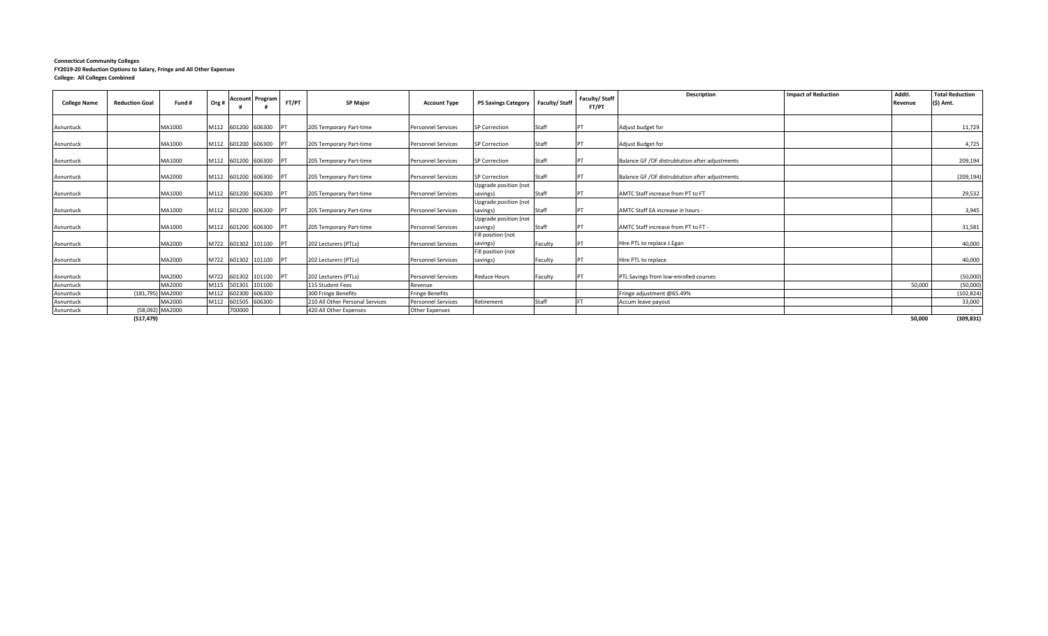**Connecticut Community Colleges**
**FY2019-20 Reduction Options to Salary, Fringe and All Other Expenses**
**College: All Colleges Combined**

| College Name | Reduction Goal | Fund # | Org # | Account # | Program # | FT/PT | SP Major | Account Type | PS Savings Category | Faculty/ Staff | Faculty/ Staff FT/PT | Description | Impact of Reduction | Addtl. Revenue | Total Reduction ($) Amt. |
|---|---|---|---|---|---|---|---|---|---|---|---|---|---|---|---|
| Asnuntuck | | MA1000 | M112 | 601200 | 606300 | PT | 205 Temporary Part-time | Personnel Services | SP Correction | Staff | PT | Adjust budget for | | | 11,729 |
| Asnuntuck | | MA1000 | M112 | 601200 | 606300 | PT | 205 Temporary Part-time | Personnel Services | SP Correction | Staff | PT | Adjust Budget for | | | 4,725 |
| Asnuntuck | | MA1000 | M112 | 601200 | 606300 | PT | 205 Temporary Part-time | Personnel Services | SP Correction | Staff | PT | Balance GF /OF distrubtution after adjustments | | | 209,194 |
| Asnuntuck | | MA2000 | M112 | 601200 | 606300 | PT | 205 Temporary Part-time | Personnel Services | SP Correction | Staff | PT | Balance GF /OF distrubtution after adjustments | | | (209,194) |
| Asnuntuck | | MA1000 | M112 | 601200 | 606300 | PT | 205 Temporary Part-time | Personnel Services | Upgrade position (not savings) | Staff | PT | AMTC Staff increase from PT to FT | | | 29,532 |
| Asnuntuck | | MA1000 | M112 | 601200 | 606300 | PT | 205 Temporary Part-time | Personnel Services | Upgrade position (not savings) | Staff | PT | AMTC Staff EA increase in hours - | | | 3,945 |
| Asnuntuck | | MA1000 | M112 | 601200 | 606300 | PT | 205 Temporary Part-time | Personnel Services | Upgrade position (not savings) | Staff | PT | AMTC Staff increase from PT to FT - | | | 31,581 |
| Asnuntuck | | MA2000 | M722 | 601302 | 101100 | PT | 202 Lecturers (PTLs) | Personnel Services | Fill position (not savings) | Faculty | PT | Hire PTL to replace J.Egan | | | 40,000 |
| Asnuntuck | | MA2000 | M722 | 601302 | 101100 | PT | 202 Lecturers (PTLs) | Personnel Services | Fill position (not savings) | Faculty | PT | Hire PTL to replace | | | 40,000 |
| Asnuntuck | | MA2000 | M722 | 601302 | 101100 | PT | 202 Lecturers (PTLs) | Personnel Services | Reduce Hours | Faculty | PT | PTL Savings from low-enrolled courses | | | (50,000) |
| Asnuntuck | | MA2000 | M115 | 501301 | 101100 | | 115 Student Fees | Revenue | | | | | | 50,000 | (50,000) |
| Asnuntuck | (181,795) | MA2000 | M112 | 602300 | 606300 | | 300 Fringe Benefits | Fringe Benefits | | | | Fringe adjustment @65.49% | | | (102,824) |
| Asnuntuck | | MA2000 | M112 | 601505 | 606300 | | 210 All Other Personal Services | Personnel Services | Retirement | Staff | FT | Accum leave payout | | | 33,000 |
| Asnuntuck | (58,092) | MA2000 | | 700000 | | | 420 All Other Expenses | Other Expenses | | | | | | | - |
| | (517,479) | | | | | | | | | | | | | 50,000 | (309,831) |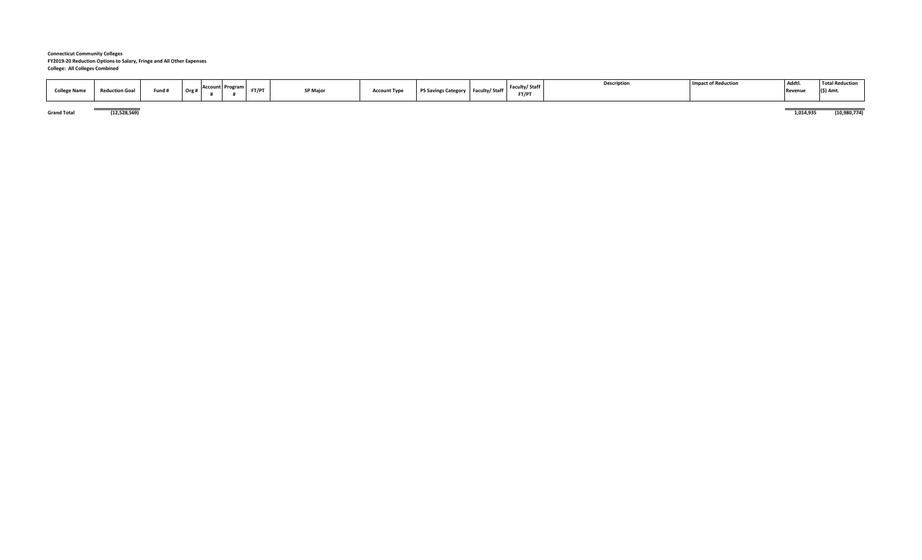**Connecticut Community Colleges**
**FY2019-20 Reduction Options to Salary, Fringe and All Other Expenses**
**College: All Colleges Combined**

| College Name | Reduction Goal | Fund # | Org # | Account # | Program # | FT/PT | SP Major | Account Type | PS Savings Category | Faculty/ Staff | Faculty/ Staff FT/PT | Description | Impact of Reduction | Addtl. Revenue | Total Reduction ($) Amt. |
|---|---|---|---|---|---|---|---|---|---|---|---|---|---|---|---|
| **Grand Total** | **(12,528,569)** | | | | | | | | | | | | | **1,014,935** | **(10,980,774)** |